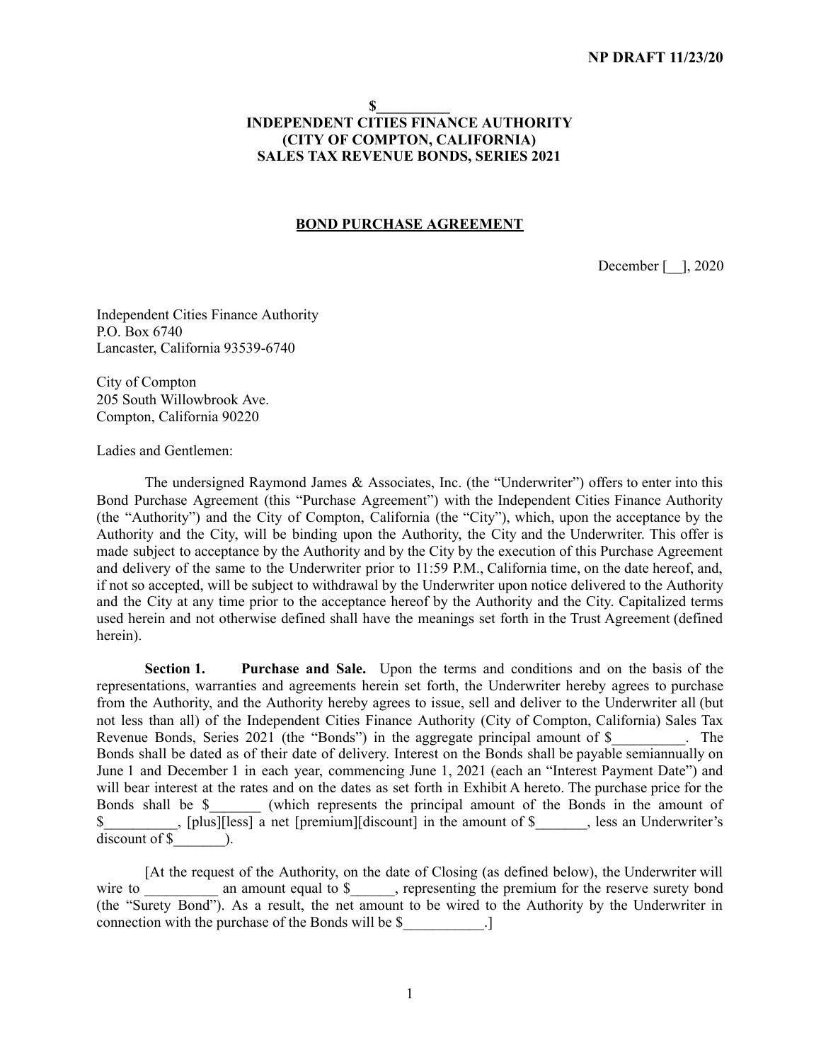NP DRAFT 11/23/20

**$__________**
**INDEPENDENT CITIES FINANCE AUTHORITY**
**(CITY OF COMPTON, CALIFORNIA)**
**SALES TAX REVENUE BONDS, SERIES 2021**

**BOND PURCHASE AGREEMENT**

December [__], 2020

Independent Cities Finance Authority
P.O. Box 6740
Lancaster, California 93539-6740

City of Compton
205 South Willowbrook Ave.
Compton, California 90220

Ladies and Gentlemen:

The undersigned Raymond James & Associates, Inc. (the "Underwriter") offers to enter into this Bond Purchase Agreement (this "Purchase Agreement") with the Independent Cities Finance Authority (the "Authority") and the City of Compton, California (the "City"), which, upon the acceptance by the Authority and the City, will be binding upon the Authority, the City and the Underwriter. This offer is made subject to acceptance by the Authority and by the City by the execution of this Purchase Agreement and delivery of the same to the Underwriter prior to 11:59 P.M., California time, on the date hereof, and, if not so accepted, will be subject to withdrawal by the Underwriter upon notice delivered to the Authority and the City at any time prior to the acceptance hereof by the Authority and the City. Capitalized terms used herein and not otherwise defined shall have the meanings set forth in the Trust Agreement (defined herein).

**Section 1. Purchase and Sale.** Upon the terms and conditions and on the basis of the representations, warranties and agreements herein set forth, the Underwriter hereby agrees to purchase from the Authority, and the Authority hereby agrees to issue, sell and deliver to the Underwriter all (but not less than all) of the Independent Cities Finance Authority (City of Compton, California) Sales Tax Revenue Bonds, Series 2021 (the "Bonds") in the aggregate principal amount of $__________. The Bonds shall be dated as of their date of delivery. Interest on the Bonds shall be payable semiannually on June 1 and December 1 in each year, commencing June 1, 2021 (each an "Interest Payment Date") and will bear interest at the rates and on the dates as set forth in Exhibit A hereto. The purchase price for the Bonds shall be $_______ (which represents the principal amount of the Bonds in the amount of $__________, [plus][less] a net [premium][discount] in the amount of $_______, less an Underwriter's discount of $_______).

[At the request of the Authority, on the date of Closing (as defined below), the Underwriter will wire to __________ an amount equal to $______, representing the premium for the reserve surety bond (the "Surety Bond"). As a result, the net amount to be wired to the Authority by the Underwriter in connection with the purchase of the Bonds will be $___________.]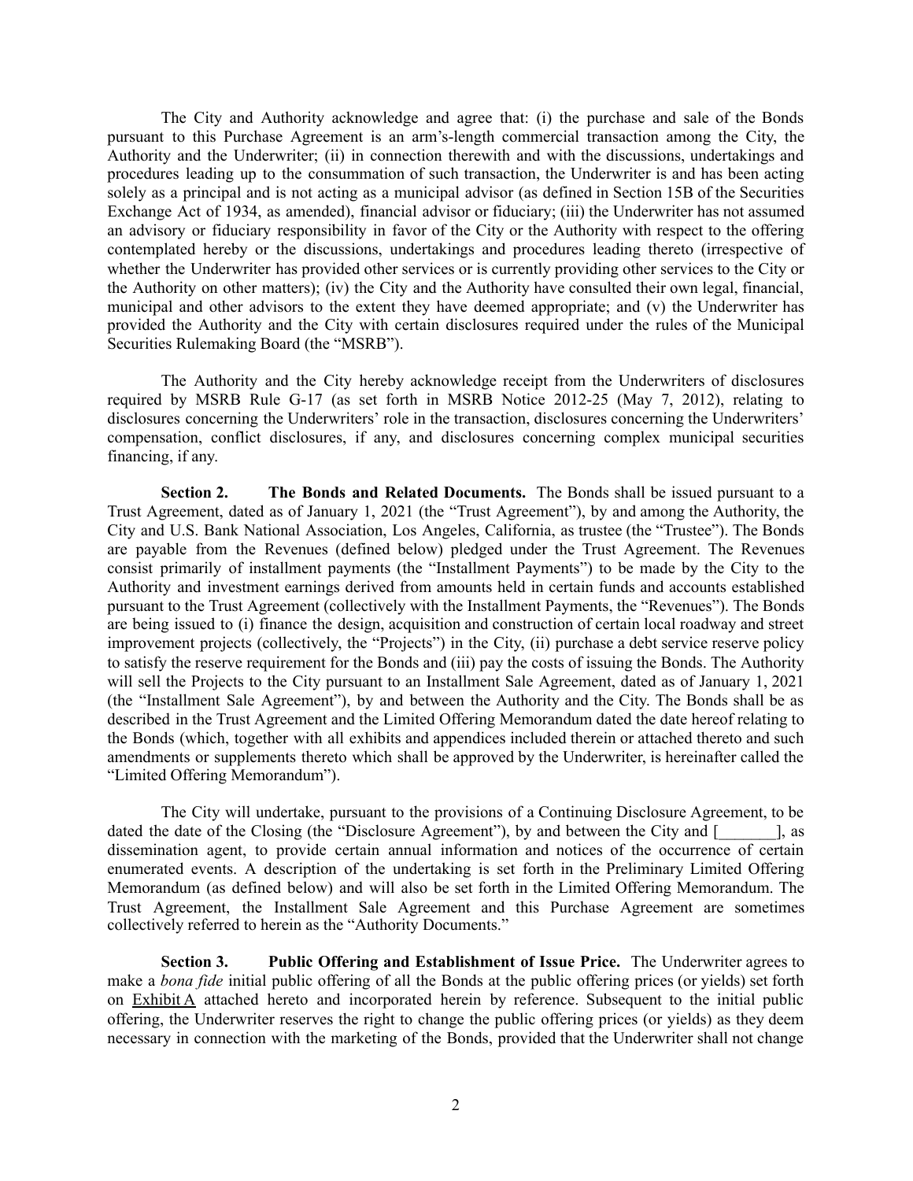The City and Authority acknowledge and agree that: (i) the purchase and sale of the Bonds pursuant to this Purchase Agreement is an arm's-length commercial transaction among the City, the Authority and the Underwriter; (ii) in connection therewith and with the discussions, undertakings and procedures leading up to the consummation of such transaction, the Underwriter is and has been acting solely as a principal and is not acting as a municipal advisor (as defined in Section 15B of the Securities Exchange Act of 1934, as amended), financial advisor or fiduciary; (iii) the Underwriter has not assumed an advisory or fiduciary responsibility in favor of the City or the Authority with respect to the offering contemplated hereby or the discussions, undertakings and procedures leading thereto (irrespective of whether the Underwriter has provided other services or is currently providing other services to the City or the Authority on other matters); (iv) the City and the Authority have consulted their own legal, financial, municipal and other advisors to the extent they have deemed appropriate; and (v) the Underwriter has provided the Authority and the City with certain disclosures required under the rules of the Municipal Securities Rulemaking Board (the "MSRB").

The Authority and the City hereby acknowledge receipt from the Underwriters of disclosures required by MSRB Rule G-17 (as set forth in MSRB Notice 2012-25 (May 7, 2012), relating to disclosures concerning the Underwriters' role in the transaction, disclosures concerning the Underwriters' compensation, conflict disclosures, if any, and disclosures concerning complex municipal securities financing, if any.

**Section 2. The Bonds and Related Documents.** The Bonds shall be issued pursuant to a Trust Agreement, dated as of January 1, 2021 (the "Trust Agreement"), by and among the Authority, the City and U.S. Bank National Association, Los Angeles, California, as trustee (the "Trustee"). The Bonds are payable from the Revenues (defined below) pledged under the Trust Agreement. The Revenues consist primarily of installment payments (the "Installment Payments") to be made by the City to the Authority and investment earnings derived from amounts held in certain funds and accounts established pursuant to the Trust Agreement (collectively with the Installment Payments, the "Revenues"). The Bonds are being issued to (i) finance the design, acquisition and construction of certain local roadway and street improvement projects (collectively, the "Projects") in the City, (ii) purchase a debt service reserve policy to satisfy the reserve requirement for the Bonds and (iii) pay the costs of issuing the Bonds. The Authority will sell the Projects to the City pursuant to an Installment Sale Agreement, dated as of January 1, 2021 (the "Installment Sale Agreement"), by and between the Authority and the City. The Bonds shall be as described in the Trust Agreement and the Limited Offering Memorandum dated the date hereof relating to the Bonds (which, together with all exhibits and appendices included therein or attached thereto and such amendments or supplements thereto which shall be approved by the Underwriter, is hereinafter called the "Limited Offering Memorandum").

The City will undertake, pursuant to the provisions of a Continuing Disclosure Agreement, to be dated the date of the Closing (the "Disclosure Agreement"), by and between the City and [_______], as dissemination agent, to provide certain annual information and notices of the occurrence of certain enumerated events. A description of the undertaking is set forth in the Preliminary Limited Offering Memorandum (as defined below) and will also be set forth in the Limited Offering Memorandum. The Trust Agreement, the Installment Sale Agreement and this Purchase Agreement are sometimes collectively referred to herein as the "Authority Documents."

**Section 3. Public Offering and Establishment of Issue Price.** The Underwriter agrees to make a *bona fide* initial public offering of all the Bonds at the public offering prices (or yields) set forth on Exhibit A attached hereto and incorporated herein by reference. Subsequent to the initial public offering, the Underwriter reserves the right to change the public offering prices (or yields) as they deem necessary in connection with the marketing of the Bonds, provided that the Underwriter shall not change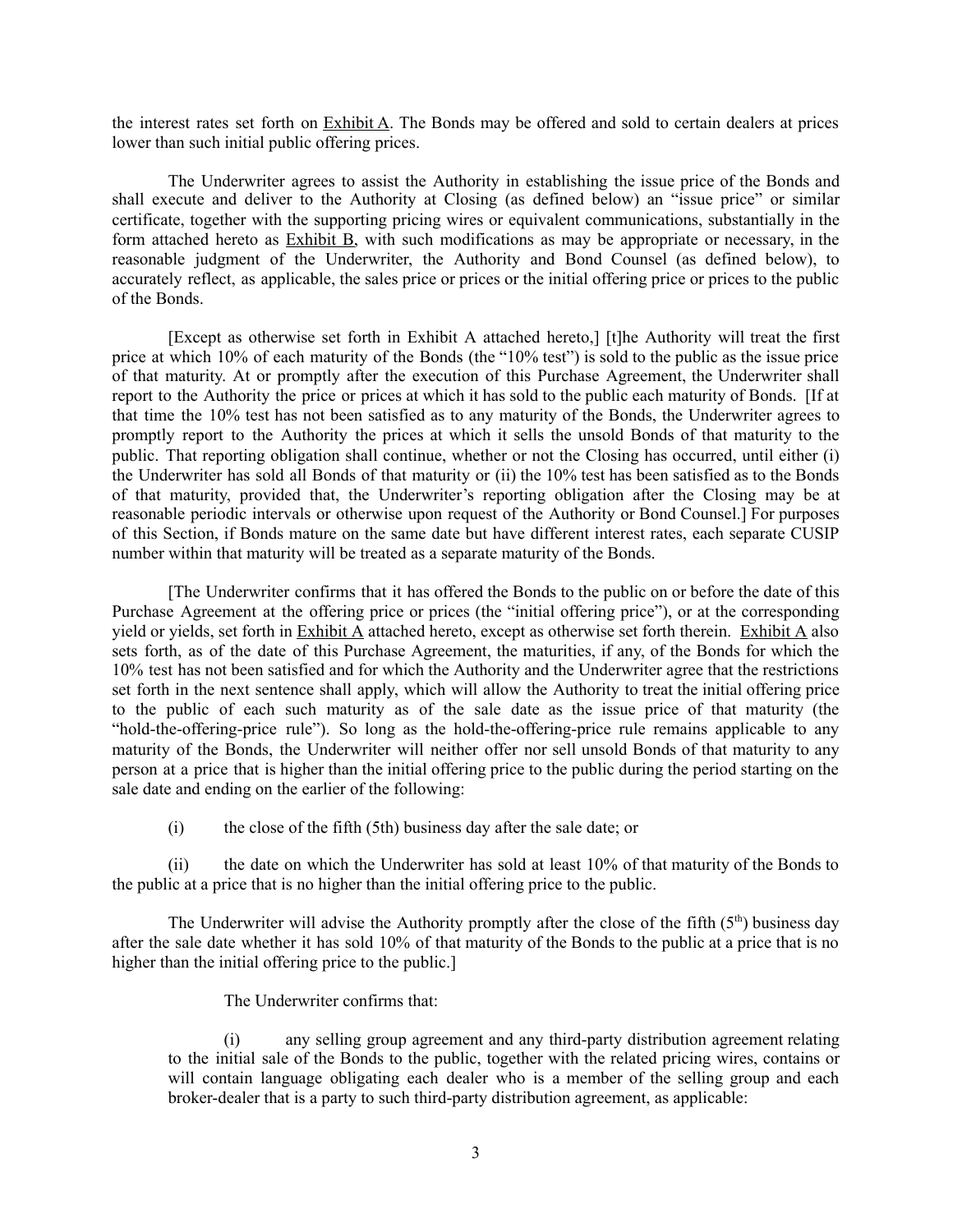the interest rates set forth on Exhibit A. The Bonds may be offered and sold to certain dealers at prices lower than such initial public offering prices.

The Underwriter agrees to assist the Authority in establishing the issue price of the Bonds and shall execute and deliver to the Authority at Closing (as defined below) an "issue price" or similar certificate, together with the supporting pricing wires or equivalent communications, substantially in the form attached hereto as Exhibit B, with such modifications as may be appropriate or necessary, in the reasonable judgment of the Underwriter, the Authority and Bond Counsel (as defined below), to accurately reflect, as applicable, the sales price or prices or the initial offering price or prices to the public of the Bonds.

[Except as otherwise set forth in Exhibit A attached hereto,] [t]he Authority will treat the first price at which 10% of each maturity of the Bonds (the "10% test") is sold to the public as the issue price of that maturity. At or promptly after the execution of this Purchase Agreement, the Underwriter shall report to the Authority the price or prices at which it has sold to the public each maturity of Bonds. [If at that time the 10% test has not been satisfied as to any maturity of the Bonds, the Underwriter agrees to promptly report to the Authority the prices at which it sells the unsold Bonds of that maturity to the public. That reporting obligation shall continue, whether or not the Closing has occurred, until either (i) the Underwriter has sold all Bonds of that maturity or (ii) the 10% test has been satisfied as to the Bonds of that maturity, provided that, the Underwriter's reporting obligation after the Closing may be at reasonable periodic intervals or otherwise upon request of the Authority or Bond Counsel.] For purposes of this Section, if Bonds mature on the same date but have different interest rates, each separate CUSIP number within that maturity will be treated as a separate maturity of the Bonds.

[The Underwriter confirms that it has offered the Bonds to the public on or before the date of this Purchase Agreement at the offering price or prices (the "initial offering price"), or at the corresponding yield or yields, set forth in Exhibit A attached hereto, except as otherwise set forth therein. Exhibit A also sets forth, as of the date of this Purchase Agreement, the maturities, if any, of the Bonds for which the 10% test has not been satisfied and for which the Authority and the Underwriter agree that the restrictions set forth in the next sentence shall apply, which will allow the Authority to treat the initial offering price to the public of each such maturity as of the sale date as the issue price of that maturity (the "hold-the-offering-price rule"). So long as the hold-the-offering-price rule remains applicable to any maturity of the Bonds, the Underwriter will neither offer nor sell unsold Bonds of that maturity to any person at a price that is higher than the initial offering price to the public during the period starting on the sale date and ending on the earlier of the following:

(i) the close of the fifth (5th) business day after the sale date; or

(ii) the date on which the Underwriter has sold at least 10% of that maturity of the Bonds to the public at a price that is no higher than the initial offering price to the public.

The Underwriter will advise the Authority promptly after the close of the fifth (5th) business day after the sale date whether it has sold 10% of that maturity of the Bonds to the public at a price that is no higher than the initial offering price to the public.]

The Underwriter confirms that:

(i) any selling group agreement and any third-party distribution agreement relating to the initial sale of the Bonds to the public, together with the related pricing wires, contains or will contain language obligating each dealer who is a member of the selling group and each broker-dealer that is a party to such third-party distribution agreement, as applicable: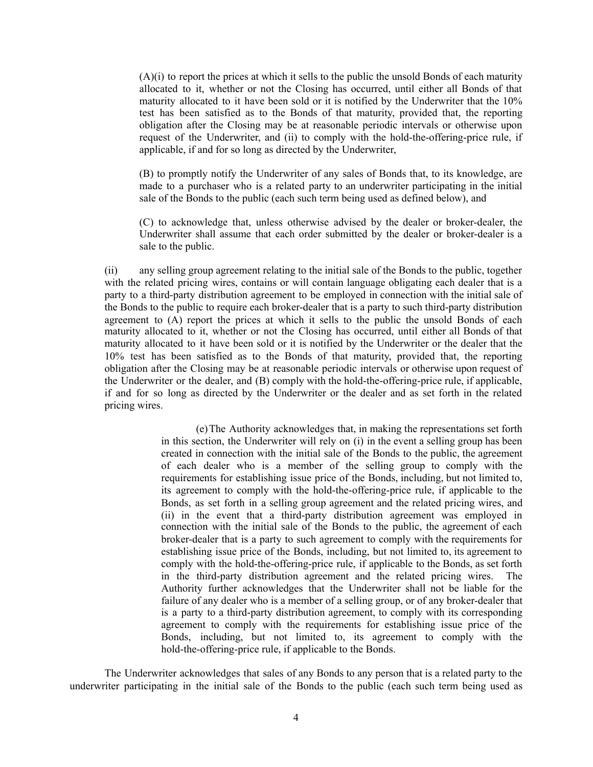(A)(i) to report the prices at which it sells to the public the unsold Bonds of each maturity allocated to it, whether or not the Closing has occurred, until either all Bonds of that maturity allocated to it have been sold or it is notified by the Underwriter that the 10% test has been satisfied as to the Bonds of that maturity, provided that, the reporting obligation after the Closing may be at reasonable periodic intervals or otherwise upon request of the Underwriter, and (ii) to comply with the hold-the-offering-price rule, if applicable, if and for so long as directed by the Underwriter,

(B) to promptly notify the Underwriter of any sales of Bonds that, to its knowledge, are made to a purchaser who is a related party to an underwriter participating in the initial sale of the Bonds to the public (each such term being used as defined below), and

(C) to acknowledge that, unless otherwise advised by the dealer or broker-dealer, the Underwriter shall assume that each order submitted by the dealer or broker-dealer is a sale to the public.

(ii) any selling group agreement relating to the initial sale of the Bonds to the public, together with the related pricing wires, contains or will contain language obligating each dealer that is a party to a third-party distribution agreement to be employed in connection with the initial sale of the Bonds to the public to require each broker-dealer that is a party to such third-party distribution agreement to (A) report the prices at which it sells to the public the unsold Bonds of each maturity allocated to it, whether or not the Closing has occurred, until either all Bonds of that maturity allocated to it have been sold or it is notified by the Underwriter or the dealer that the 10% test has been satisfied as to the Bonds of that maturity, provided that, the reporting obligation after the Closing may be at reasonable periodic intervals or otherwise upon request of the Underwriter or the dealer, and (B) comply with the hold-the-offering-price rule, if applicable, if and for so long as directed by the Underwriter or the dealer and as set forth in the related pricing wires.

(e) The Authority acknowledges that, in making the representations set forth in this section, the Underwriter will rely on (i) in the event a selling group has been created in connection with the initial sale of the Bonds to the public, the agreement of each dealer who is a member of the selling group to comply with the requirements for establishing issue price of the Bonds, including, but not limited to, its agreement to comply with the hold-the-offering-price rule, if applicable to the Bonds, as set forth in a selling group agreement and the related pricing wires, and (ii) in the event that a third-party distribution agreement was employed in connection with the initial sale of the Bonds to the public, the agreement of each broker-dealer that is a party to such agreement to comply with the requirements for establishing issue price of the Bonds, including, but not limited to, its agreement to comply with the hold-the-offering-price rule, if applicable to the Bonds, as set forth in the third-party distribution agreement and the related pricing wires. The Authority further acknowledges that the Underwriter shall not be liable for the failure of any dealer who is a member of a selling group, or of any broker-dealer that is a party to a third-party distribution agreement, to comply with its corresponding agreement to comply with the requirements for establishing issue price of the Bonds, including, but not limited to, its agreement to comply with the hold-the-offering-price rule, if applicable to the Bonds.

The Underwriter acknowledges that sales of any Bonds to any person that is a related party to the underwriter participating in the initial sale of the Bonds to the public (each such term being used as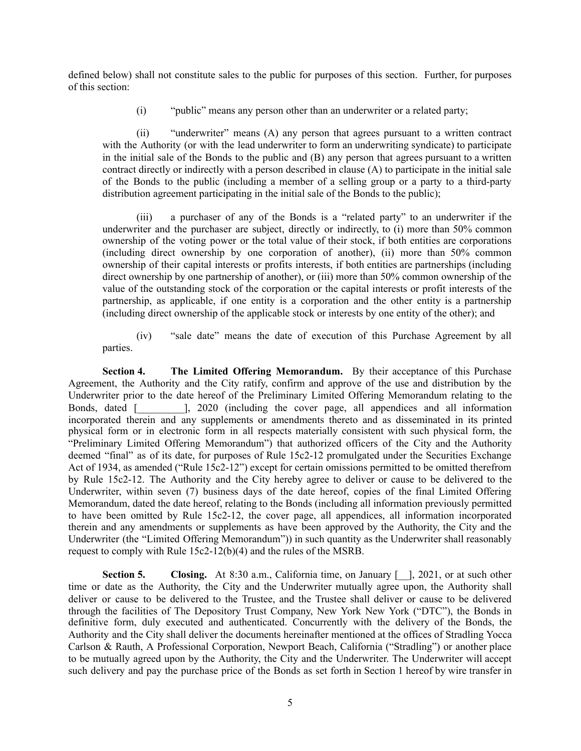defined below) shall not constitute sales to the public for purposes of this section. Further, for purposes of this section:

(i) "public" means any person other than an underwriter or a related party;

(ii) "underwriter" means (A) any person that agrees pursuant to a written contract with the Authority (or with the lead underwriter to form an underwriting syndicate) to participate in the initial sale of the Bonds to the public and (B) any person that agrees pursuant to a written contract directly or indirectly with a person described in clause (A) to participate in the initial sale of the Bonds to the public (including a member of a selling group or a party to a third-party distribution agreement participating in the initial sale of the Bonds to the public);

(iii) a purchaser of any of the Bonds is a "related party" to an underwriter if the underwriter and the purchaser are subject, directly or indirectly, to (i) more than 50% common ownership of the voting power or the total value of their stock, if both entities are corporations (including direct ownership by one corporation of another), (ii) more than 50% common ownership of their capital interests or profits interests, if both entities are partnerships (including direct ownership by one partnership of another), or (iii) more than 50% common ownership of the value of the outstanding stock of the corporation or the capital interests or profit interests of the partnership, as applicable, if one entity is a corporation and the other entity is a partnership (including direct ownership of the applicable stock or interests by one entity of the other); and

(iv) "sale date" means the date of execution of this Purchase Agreement by all parties.

**Section 4. The Limited Offering Memorandum.** By their acceptance of this Purchase Agreement, the Authority and the City ratify, confirm and approve of the use and distribution by the Underwriter prior to the date hereof of the Preliminary Limited Offering Memorandum relating to the Bonds, dated [_________], 2020 (including the cover page, all appendices and all information incorporated therein and any supplements or amendments thereto and as disseminated in its printed physical form or in electronic form in all respects materially consistent with such physical form, the "Preliminary Limited Offering Memorandum") that authorized officers of the City and the Authority deemed "final" as of its date, for purposes of Rule 15c2-12 promulgated under the Securities Exchange Act of 1934, as amended ("Rule 15c2-12") except for certain omissions permitted to be omitted therefrom by Rule 15c2-12. The Authority and the City hereby agree to deliver or cause to be delivered to the Underwriter, within seven (7) business days of the date hereof, copies of the final Limited Offering Memorandum, dated the date hereof, relating to the Bonds (including all information previously permitted to have been omitted by Rule 15c2-12, the cover page, all appendices, all information incorporated therein and any amendments or supplements as have been approved by the Authority, the City and the Underwriter (the "Limited Offering Memorandum")) in such quantity as the Underwriter shall reasonably request to comply with Rule 15c2-12(b)(4) and the rules of the MSRB.

**Section 5. Closing.** At 8:30 a.m., California time, on January [__], 2021, or at such other time or date as the Authority, the City and the Underwriter mutually agree upon, the Authority shall deliver or cause to be delivered to the Trustee, and the Trustee shall deliver or cause to be delivered through the facilities of The Depository Trust Company, New York New York ("DTC"), the Bonds in definitive form, duly executed and authenticated. Concurrently with the delivery of the Bonds, the Authority and the City shall deliver the documents hereinafter mentioned at the offices of Stradling Yocca Carlson & Rauth, A Professional Corporation, Newport Beach, California ("Stradling") or another place to be mutually agreed upon by the Authority, the City and the Underwriter. The Underwriter will accept such delivery and pay the purchase price of the Bonds as set forth in Section 1 hereof by wire transfer in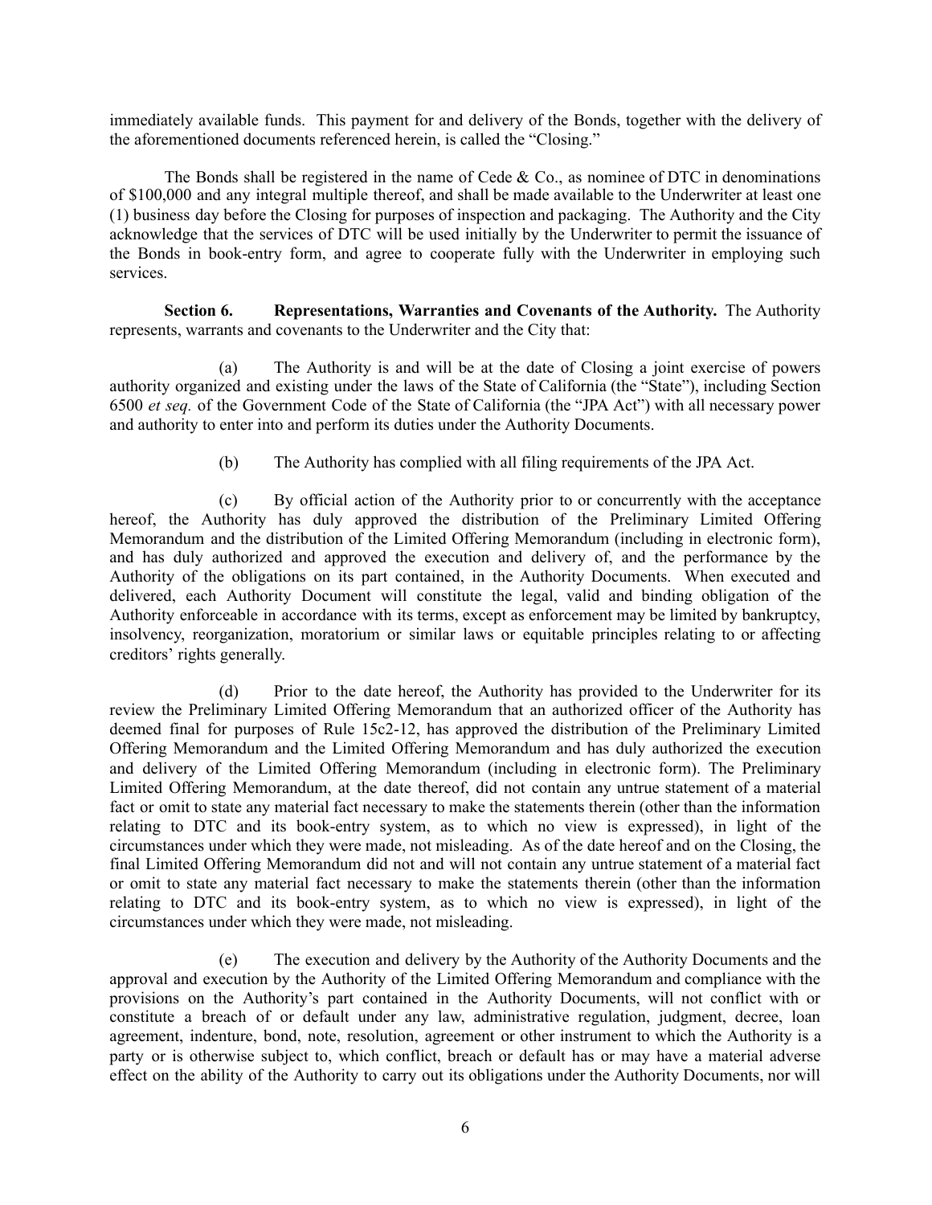immediately available funds. This payment for and delivery of the Bonds, together with the delivery of the aforementioned documents referenced herein, is called the "Closing."

The Bonds shall be registered in the name of Cede & Co., as nominee of DTC in denominations of $100,000 and any integral multiple thereof, and shall be made available to the Underwriter at least one (1) business day before the Closing for purposes of inspection and packaging. The Authority and the City acknowledge that the services of DTC will be used initially by the Underwriter to permit the issuance of the Bonds in book-entry form, and agree to cooperate fully with the Underwriter in employing such services.

**Section 6. Representations, Warranties and Covenants of the Authority.** The Authority represents, warrants and covenants to the Underwriter and the City that:

(a) The Authority is and will be at the date of Closing a joint exercise of powers authority organized and existing under the laws of the State of California (the "State"), including Section 6500 *et seq.* of the Government Code of the State of California (the "JPA Act") with all necessary power and authority to enter into and perform its duties under the Authority Documents.

(b) The Authority has complied with all filing requirements of the JPA Act.

(c) By official action of the Authority prior to or concurrently with the acceptance hereof, the Authority has duly approved the distribution of the Preliminary Limited Offering Memorandum and the distribution of the Limited Offering Memorandum (including in electronic form), and has duly authorized and approved the execution and delivery of, and the performance by the Authority of the obligations on its part contained, in the Authority Documents. When executed and delivered, each Authority Document will constitute the legal, valid and binding obligation of the Authority enforceable in accordance with its terms, except as enforcement may be limited by bankruptcy, insolvency, reorganization, moratorium or similar laws or equitable principles relating to or affecting creditors' rights generally.

(d) Prior to the date hereof, the Authority has provided to the Underwriter for its review the Preliminary Limited Offering Memorandum that an authorized officer of the Authority has deemed final for purposes of Rule 15c2-12, has approved the distribution of the Preliminary Limited Offering Memorandum and the Limited Offering Memorandum and has duly authorized the execution and delivery of the Limited Offering Memorandum (including in electronic form). The Preliminary Limited Offering Memorandum, at the date thereof, did not contain any untrue statement of a material fact or omit to state any material fact necessary to make the statements therein (other than the information relating to DTC and its book-entry system, as to which no view is expressed), in light of the circumstances under which they were made, not misleading. As of the date hereof and on the Closing, the final Limited Offering Memorandum did not and will not contain any untrue statement of a material fact or omit to state any material fact necessary to make the statements therein (other than the information relating to DTC and its book-entry system, as to which no view is expressed), in light of the circumstances under which they were made, not misleading.

(e) The execution and delivery by the Authority of the Authority Documents and the approval and execution by the Authority of the Limited Offering Memorandum and compliance with the provisions on the Authority's part contained in the Authority Documents, will not conflict with or constitute a breach of or default under any law, administrative regulation, judgment, decree, loan agreement, indenture, bond, note, resolution, agreement or other instrument to which the Authority is a party or is otherwise subject to, which conflict, breach or default has or may have a material adverse effect on the ability of the Authority to carry out its obligations under the Authority Documents, nor will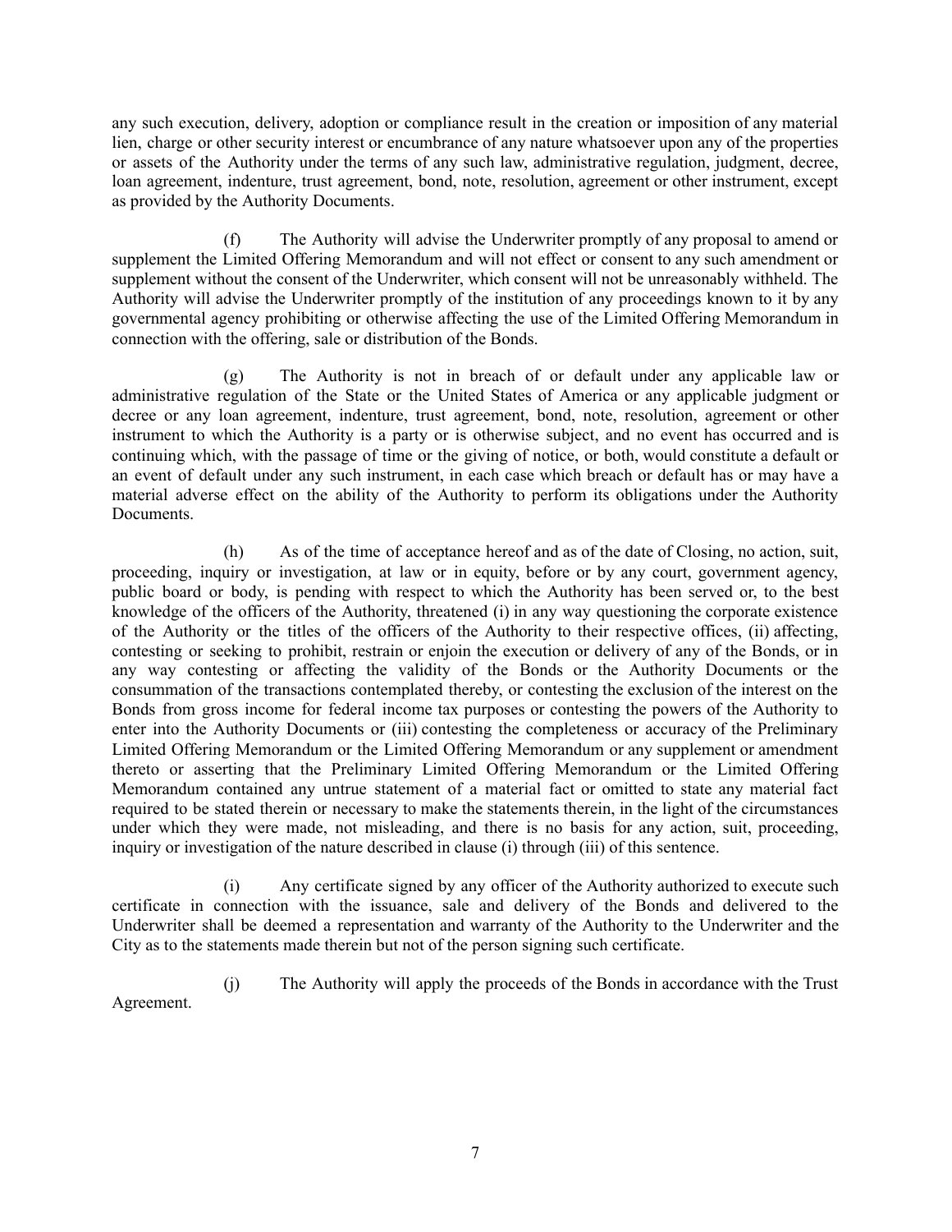any such execution, delivery, adoption or compliance result in the creation or imposition of any material lien, charge or other security interest or encumbrance of any nature whatsoever upon any of the properties or assets of the Authority under the terms of any such law, administrative regulation, judgment, decree, loan agreement, indenture, trust agreement, bond, note, resolution, agreement or other instrument, except as provided by the Authority Documents.

(f) The Authority will advise the Underwriter promptly of any proposal to amend or supplement the Limited Offering Memorandum and will not effect or consent to any such amendment or supplement without the consent of the Underwriter, which consent will not be unreasonably withheld. The Authority will advise the Underwriter promptly of the institution of any proceedings known to it by any governmental agency prohibiting or otherwise affecting the use of the Limited Offering Memorandum in connection with the offering, sale or distribution of the Bonds.

(g) The Authority is not in breach of or default under any applicable law or administrative regulation of the State or the United States of America or any applicable judgment or decree or any loan agreement, indenture, trust agreement, bond, note, resolution, agreement or other instrument to which the Authority is a party or is otherwise subject, and no event has occurred and is continuing which, with the passage of time or the giving of notice, or both, would constitute a default or an event of default under any such instrument, in each case which breach or default has or may have a material adverse effect on the ability of the Authority to perform its obligations under the Authority Documents.

(h) As of the time of acceptance hereof and as of the date of Closing, no action, suit, proceeding, inquiry or investigation, at law or in equity, before or by any court, government agency, public board or body, is pending with respect to which the Authority has been served or, to the best knowledge of the officers of the Authority, threatened (i) in any way questioning the corporate existence of the Authority or the titles of the officers of the Authority to their respective offices, (ii) affecting, contesting or seeking to prohibit, restrain or enjoin the execution or delivery of any of the Bonds, or in any way contesting or affecting the validity of the Bonds or the Authority Documents or the consummation of the transactions contemplated thereby, or contesting the exclusion of the interest on the Bonds from gross income for federal income tax purposes or contesting the powers of the Authority to enter into the Authority Documents or (iii) contesting the completeness or accuracy of the Preliminary Limited Offering Memorandum or the Limited Offering Memorandum or any supplement or amendment thereto or asserting that the Preliminary Limited Offering Memorandum or the Limited Offering Memorandum contained any untrue statement of a material fact or omitted to state any material fact required to be stated therein or necessary to make the statements therein, in the light of the circumstances under which they were made, not misleading, and there is no basis for any action, suit, proceeding, inquiry or investigation of the nature described in clause (i) through (iii) of this sentence.

(i) Any certificate signed by any officer of the Authority authorized to execute such certificate in connection with the issuance, sale and delivery of the Bonds and delivered to the Underwriter shall be deemed a representation and warranty of the Authority to the Underwriter and the City as to the statements made therein but not of the person signing such certificate.

(j) The Authority will apply the proceeds of the Bonds in accordance with the Trust Agreement.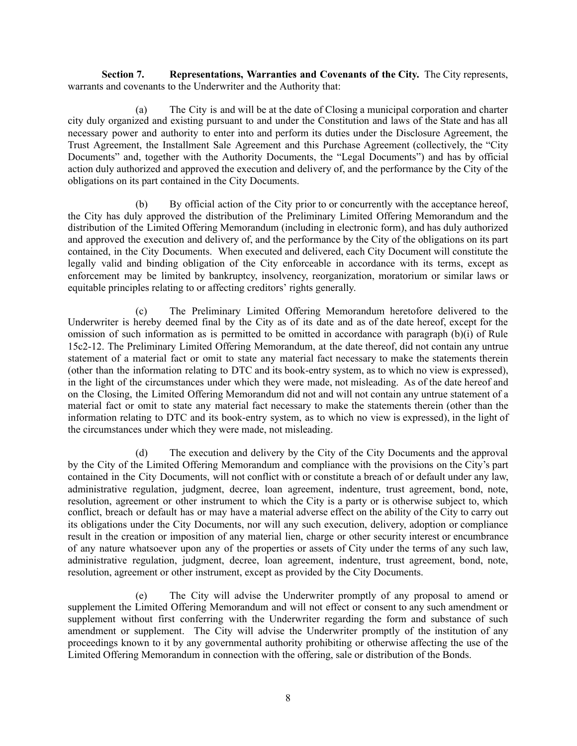**Section 7. Representations, Warranties and Covenants of the City.** The City represents, warrants and covenants to the Underwriter and the Authority that:

(a) The City is and will be at the date of Closing a municipal corporation and charter city duly organized and existing pursuant to and under the Constitution and laws of the State and has all necessary power and authority to enter into and perform its duties under the Disclosure Agreement, the Trust Agreement, the Installment Sale Agreement and this Purchase Agreement (collectively, the "City Documents" and, together with the Authority Documents, the "Legal Documents") and has by official action duly authorized and approved the execution and delivery of, and the performance by the City of the obligations on its part contained in the City Documents.

(b) By official action of the City prior to or concurrently with the acceptance hereof, the City has duly approved the distribution of the Preliminary Limited Offering Memorandum and the distribution of the Limited Offering Memorandum (including in electronic form), and has duly authorized and approved the execution and delivery of, and the performance by the City of the obligations on its part contained, in the City Documents. When executed and delivered, each City Document will constitute the legally valid and binding obligation of the City enforceable in accordance with its terms, except as enforcement may be limited by bankruptcy, insolvency, reorganization, moratorium or similar laws or equitable principles relating to or affecting creditors' rights generally.

(c) The Preliminary Limited Offering Memorandum heretofore delivered to the Underwriter is hereby deemed final by the City as of its date and as of the date hereof, except for the omission of such information as is permitted to be omitted in accordance with paragraph (b)(i) of Rule 15c2-12. The Preliminary Limited Offering Memorandum, at the date thereof, did not contain any untrue statement of a material fact or omit to state any material fact necessary to make the statements therein (other than the information relating to DTC and its book-entry system, as to which no view is expressed), in the light of the circumstances under which they were made, not misleading. As of the date hereof and on the Closing, the Limited Offering Memorandum did not and will not contain any untrue statement of a material fact or omit to state any material fact necessary to make the statements therein (other than the information relating to DTC and its book-entry system, as to which no view is expressed), in the light of the circumstances under which they were made, not misleading.

(d) The execution and delivery by the City of the City Documents and the approval by the City of the Limited Offering Memorandum and compliance with the provisions on the City's part contained in the City Documents, will not conflict with or constitute a breach of or default under any law, administrative regulation, judgment, decree, loan agreement, indenture, trust agreement, bond, note, resolution, agreement or other instrument to which the City is a party or is otherwise subject to, which conflict, breach or default has or may have a material adverse effect on the ability of the City to carry out its obligations under the City Documents, nor will any such execution, delivery, adoption or compliance result in the creation or imposition of any material lien, charge or other security interest or encumbrance of any nature whatsoever upon any of the properties or assets of City under the terms of any such law, administrative regulation, judgment, decree, loan agreement, indenture, trust agreement, bond, note, resolution, agreement or other instrument, except as provided by the City Documents.

(e) The City will advise the Underwriter promptly of any proposal to amend or supplement the Limited Offering Memorandum and will not effect or consent to any such amendment or supplement without first conferring with the Underwriter regarding the form and substance of such amendment or supplement. The City will advise the Underwriter promptly of the institution of any proceedings known to it by any governmental authority prohibiting or otherwise affecting the use of the Limited Offering Memorandum in connection with the offering, sale or distribution of the Bonds.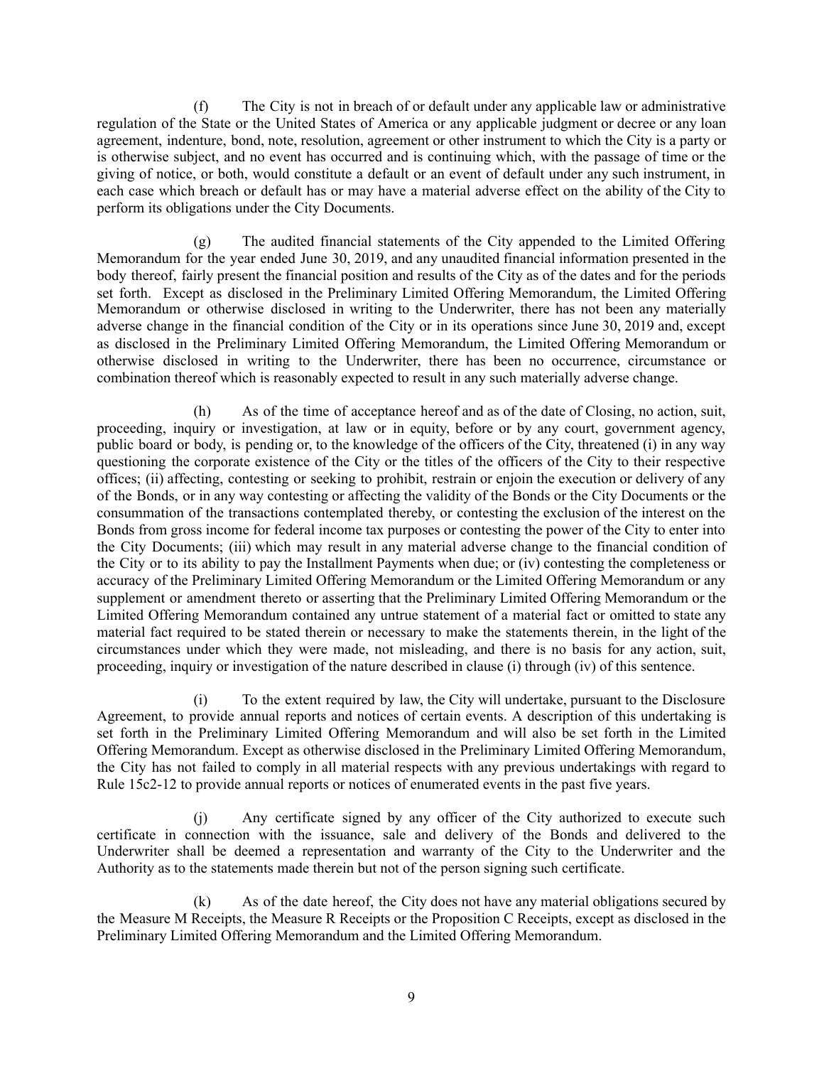(f) The City is not in breach of or default under any applicable law or administrative regulation of the State or the United States of America or any applicable judgment or decree or any loan agreement, indenture, bond, note, resolution, agreement or other instrument to which the City is a party or is otherwise subject, and no event has occurred and is continuing which, with the passage of time or the giving of notice, or both, would constitute a default or an event of default under any such instrument, in each case which breach or default has or may have a material adverse effect on the ability of the City to perform its obligations under the City Documents.

(g) The audited financial statements of the City appended to the Limited Offering Memorandum for the year ended June 30, 2019, and any unaudited financial information presented in the body thereof, fairly present the financial position and results of the City as of the dates and for the periods set forth. Except as disclosed in the Preliminary Limited Offering Memorandum, the Limited Offering Memorandum or otherwise disclosed in writing to the Underwriter, there has not been any materially adverse change in the financial condition of the City or in its operations since June 30, 2019 and, except as disclosed in the Preliminary Limited Offering Memorandum, the Limited Offering Memorandum or otherwise disclosed in writing to the Underwriter, there has been no occurrence, circumstance or combination thereof which is reasonably expected to result in any such materially adverse change.

(h) As of the time of acceptance hereof and as of the date of Closing, no action, suit, proceeding, inquiry or investigation, at law or in equity, before or by any court, government agency, public board or body, is pending or, to the knowledge of the officers of the City, threatened (i) in any way questioning the corporate existence of the City or the titles of the officers of the City to their respective offices; (ii) affecting, contesting or seeking to prohibit, restrain or enjoin the execution or delivery of any of the Bonds, or in any way contesting or affecting the validity of the Bonds or the City Documents or the consummation of the transactions contemplated thereby, or contesting the exclusion of the interest on the Bonds from gross income for federal income tax purposes or contesting the power of the City to enter into the City Documents; (iii) which may result in any material adverse change to the financial condition of the City or to its ability to pay the Installment Payments when due; or (iv) contesting the completeness or accuracy of the Preliminary Limited Offering Memorandum or the Limited Offering Memorandum or any supplement or amendment thereto or asserting that the Preliminary Limited Offering Memorandum or the Limited Offering Memorandum contained any untrue statement of a material fact or omitted to state any material fact required to be stated therein or necessary to make the statements therein, in the light of the circumstances under which they were made, not misleading, and there is no basis for any action, suit, proceeding, inquiry or investigation of the nature described in clause (i) through (iv) of this sentence.

(i) To the extent required by law, the City will undertake, pursuant to the Disclosure Agreement, to provide annual reports and notices of certain events. A description of this undertaking is set forth in the Preliminary Limited Offering Memorandum and will also be set forth in the Limited Offering Memorandum. Except as otherwise disclosed in the Preliminary Limited Offering Memorandum, the City has not failed to comply in all material respects with any previous undertakings with regard to Rule 15c2-12 to provide annual reports or notices of enumerated events in the past five years.

(j) Any certificate signed by any officer of the City authorized to execute such certificate in connection with the issuance, sale and delivery of the Bonds and delivered to the Underwriter shall be deemed a representation and warranty of the City to the Underwriter and the Authority as to the statements made therein but not of the person signing such certificate.

(k) As of the date hereof, the City does not have any material obligations secured by the Measure M Receipts, the Measure R Receipts or the Proposition C Receipts, except as disclosed in the Preliminary Limited Offering Memorandum and the Limited Offering Memorandum.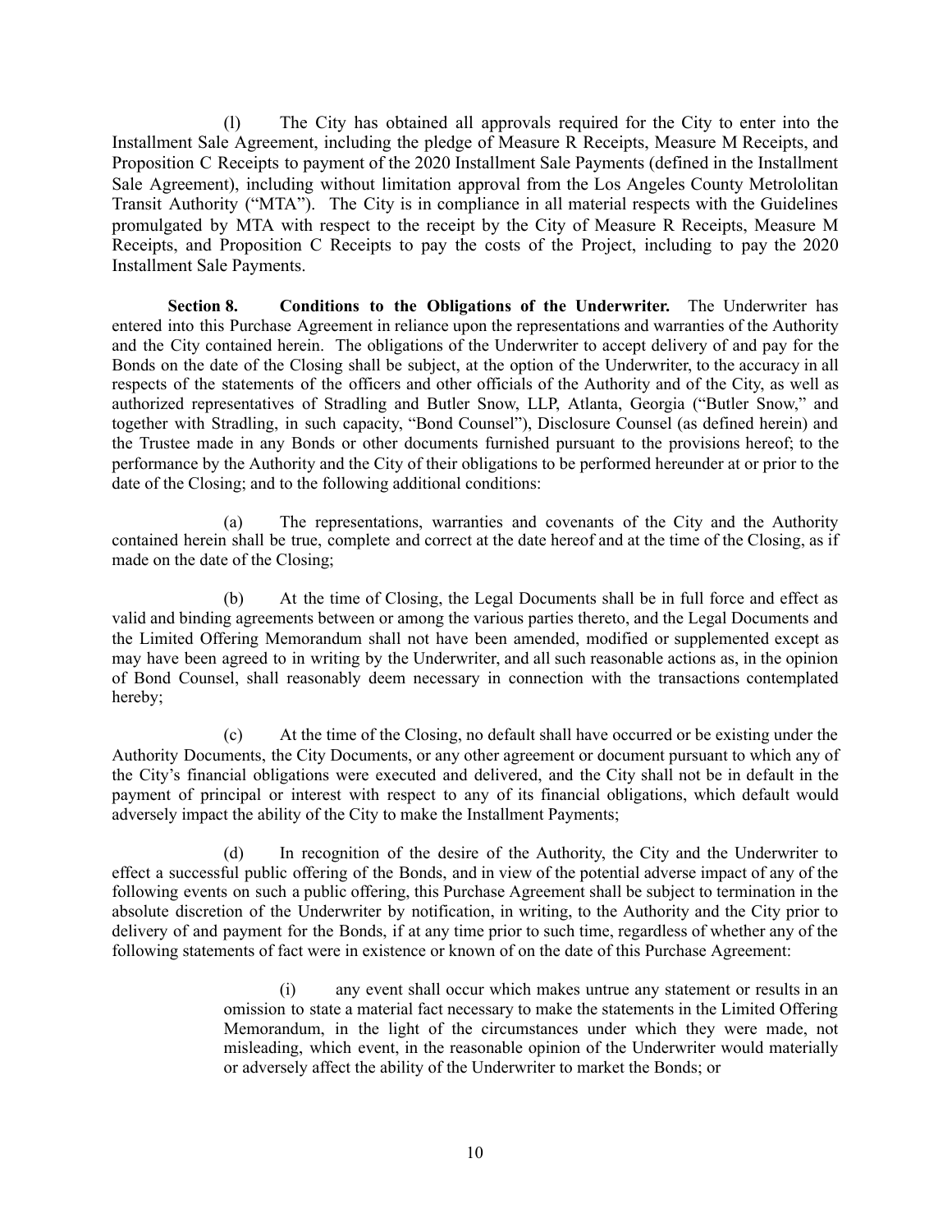(l) The City has obtained all approvals required for the City to enter into the Installment Sale Agreement, including the pledge of Measure R Receipts, Measure M Receipts, and Proposition C Receipts to payment of the 2020 Installment Sale Payments (defined in the Installment Sale Agreement), including without limitation approval from the Los Angeles County Metrololitan Transit Authority ("MTA"). The City is in compliance in all material respects with the Guidelines promulgated by MTA with respect to the receipt by the City of Measure R Receipts, Measure M Receipts, and Proposition C Receipts to pay the costs of the Project, including to pay the 2020 Installment Sale Payments.

**Section 8. Conditions to the Obligations of the Underwriter.** The Underwriter has entered into this Purchase Agreement in reliance upon the representations and warranties of the Authority and the City contained herein. The obligations of the Underwriter to accept delivery of and pay for the Bonds on the date of the Closing shall be subject, at the option of the Underwriter, to the accuracy in all respects of the statements of the officers and other officials of the Authority and of the City, as well as authorized representatives of Stradling and Butler Snow, LLP, Atlanta, Georgia ("Butler Snow," and together with Stradling, in such capacity, "Bond Counsel"), Disclosure Counsel (as defined herein) and the Trustee made in any Bonds or other documents furnished pursuant to the provisions hereof; to the performance by the Authority and the City of their obligations to be performed hereunder at or prior to the date of the Closing; and to the following additional conditions:

(a) The representations, warranties and covenants of the City and the Authority contained herein shall be true, complete and correct at the date hereof and at the time of the Closing, as if made on the date of the Closing;

(b) At the time of Closing, the Legal Documents shall be in full force and effect as valid and binding agreements between or among the various parties thereto, and the Legal Documents and the Limited Offering Memorandum shall not have been amended, modified or supplemented except as may have been agreed to in writing by the Underwriter, and all such reasonable actions as, in the opinion of Bond Counsel, shall reasonably deem necessary in connection with the transactions contemplated hereby;

(c) At the time of the Closing, no default shall have occurred or be existing under the Authority Documents, the City Documents, or any other agreement or document pursuant to which any of the City's financial obligations were executed and delivered, and the City shall not be in default in the payment of principal or interest with respect to any of its financial obligations, which default would adversely impact the ability of the City to make the Installment Payments;

(d) In recognition of the desire of the Authority, the City and the Underwriter to effect a successful public offering of the Bonds, and in view of the potential adverse impact of any of the following events on such a public offering, this Purchase Agreement shall be subject to termination in the absolute discretion of the Underwriter by notification, in writing, to the Authority and the City prior to delivery of and payment for the Bonds, if at any time prior to such time, regardless of whether any of the following statements of fact were in existence or known of on the date of this Purchase Agreement:

> (i) any event shall occur which makes untrue any statement or results in an omission to state a material fact necessary to make the statements in the Limited Offering Memorandum, in the light of the circumstances under which they were made, not misleading, which event, in the reasonable opinion of the Underwriter would materially or adversely affect the ability of the Underwriter to market the Bonds; or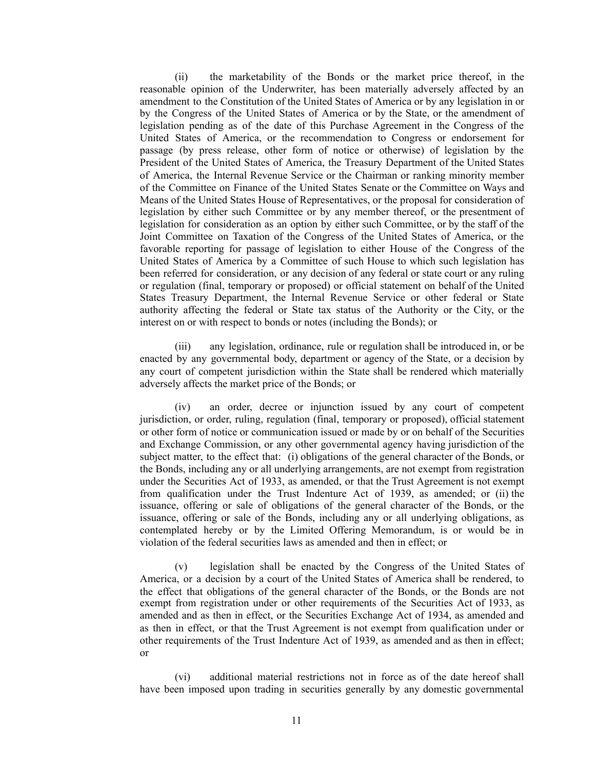(ii) the marketability of the Bonds or the market price thereof, in the reasonable opinion of the Underwriter, has been materially adversely affected by an amendment to the Constitution of the United States of America or by any legislation in or by the Congress of the United States of America or by the State, or the amendment of legislation pending as of the date of this Purchase Agreement in the Congress of the United States of America, or the recommendation to Congress or endorsement for passage (by press release, other form of notice or otherwise) of legislation by the President of the United States of America, the Treasury Department of the United States of America, the Internal Revenue Service or the Chairman or ranking minority member of the Committee on Finance of the United States Senate or the Committee on Ways and Means of the United States House of Representatives, or the proposal for consideration of legislation by either such Committee or by any member thereof, or the presentment of legislation for consideration as an option by either such Committee, or by the staff of the Joint Committee on Taxation of the Congress of the United States of America, or the favorable reporting for passage of legislation to either House of the Congress of the United States of America by a Committee of such House to which such legislation has been referred for consideration, or any decision of any federal or state court or any ruling or regulation (final, temporary or proposed) or official statement on behalf of the United States Treasury Department, the Internal Revenue Service or other federal or State authority affecting the federal or State tax status of the Authority or the City, or the interest on or with respect to bonds or notes (including the Bonds); or

(iii) any legislation, ordinance, rule or regulation shall be introduced in, or be enacted by any governmental body, department or agency of the State, or a decision by any court of competent jurisdiction within the State shall be rendered which materially adversely affects the market price of the Bonds; or

(iv) an order, decree or injunction issued by any court of competent jurisdiction, or order, ruling, regulation (final, temporary or proposed), official statement or other form of notice or communication issued or made by or on behalf of the Securities and Exchange Commission, or any other governmental agency having jurisdiction of the subject matter, to the effect that: (i) obligations of the general character of the Bonds, or the Bonds, including any or all underlying arrangements, are not exempt from registration under the Securities Act of 1933, as amended, or that the Trust Agreement is not exempt from qualification under the Trust Indenture Act of 1939, as amended; or (ii) the issuance, offering or sale of obligations of the general character of the Bonds, or the issuance, offering or sale of the Bonds, including any or all underlying obligations, as contemplated hereby or by the Limited Offering Memorandum, is or would be in violation of the federal securities laws as amended and then in effect; or

(v) legislation shall be enacted by the Congress of the United States of America, or a decision by a court of the United States of America shall be rendered, to the effect that obligations of the general character of the Bonds, or the Bonds are not exempt from registration under or other requirements of the Securities Act of 1933, as amended and as then in effect, or the Securities Exchange Act of 1934, as amended and as then in effect, or that the Trust Agreement is not exempt from qualification under or other requirements of the Trust Indenture Act of 1939, as amended and as then in effect; or

(vi) additional material restrictions not in force as of the date hereof shall have been imposed upon trading in securities generally by any domestic governmental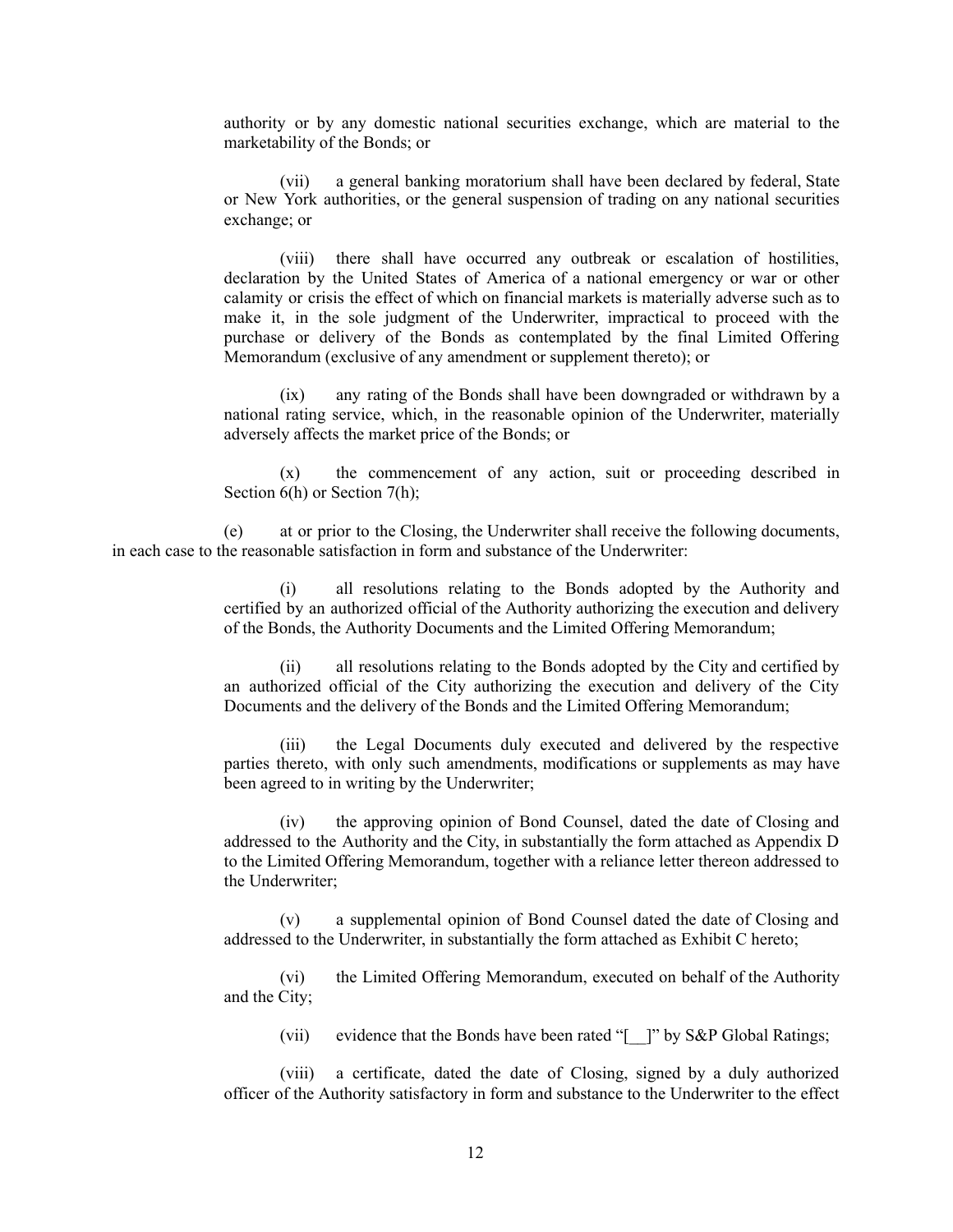authority or by any domestic national securities exchange, which are material to the marketability of the Bonds; or

(vii) a general banking moratorium shall have been declared by federal, State or New York authorities, or the general suspension of trading on any national securities exchange; or

(viii) there shall have occurred any outbreak or escalation of hostilities, declaration by the United States of America of a national emergency or war or other calamity or crisis the effect of which on financial markets is materially adverse such as to make it, in the sole judgment of the Underwriter, impractical to proceed with the purchase or delivery of the Bonds as contemplated by the final Limited Offering Memorandum (exclusive of any amendment or supplement thereto); or

(ix) any rating of the Bonds shall have been downgraded or withdrawn by a national rating service, which, in the reasonable opinion of the Underwriter, materially adversely affects the market price of the Bonds; or

(x) the commencement of any action, suit or proceeding described in Section 6(h) or Section 7(h);

(e) at or prior to the Closing, the Underwriter shall receive the following documents, in each case to the reasonable satisfaction in form and substance of the Underwriter:

(i) all resolutions relating to the Bonds adopted by the Authority and certified by an authorized official of the Authority authorizing the execution and delivery of the Bonds, the Authority Documents and the Limited Offering Memorandum;

(ii) all resolutions relating to the Bonds adopted by the City and certified by an authorized official of the City authorizing the execution and delivery of the City Documents and the delivery of the Bonds and the Limited Offering Memorandum;

(iii) the Legal Documents duly executed and delivered by the respective parties thereto, with only such amendments, modifications or supplements as may have been agreed to in writing by the Underwriter;

(iv) the approving opinion of Bond Counsel, dated the date of Closing and addressed to the Authority and the City, in substantially the form attached as Appendix D to the Limited Offering Memorandum, together with a reliance letter thereon addressed to the Underwriter;

(v) a supplemental opinion of Bond Counsel dated the date of Closing and addressed to the Underwriter, in substantially the form attached as Exhibit C hereto;

(vi) the Limited Offering Memorandum, executed on behalf of the Authority and the City;

(vii) evidence that the Bonds have been rated "[__]" by S&P Global Ratings;

(viii) a certificate, dated the date of Closing, signed by a duly authorized officer of the Authority satisfactory in form and substance to the Underwriter to the effect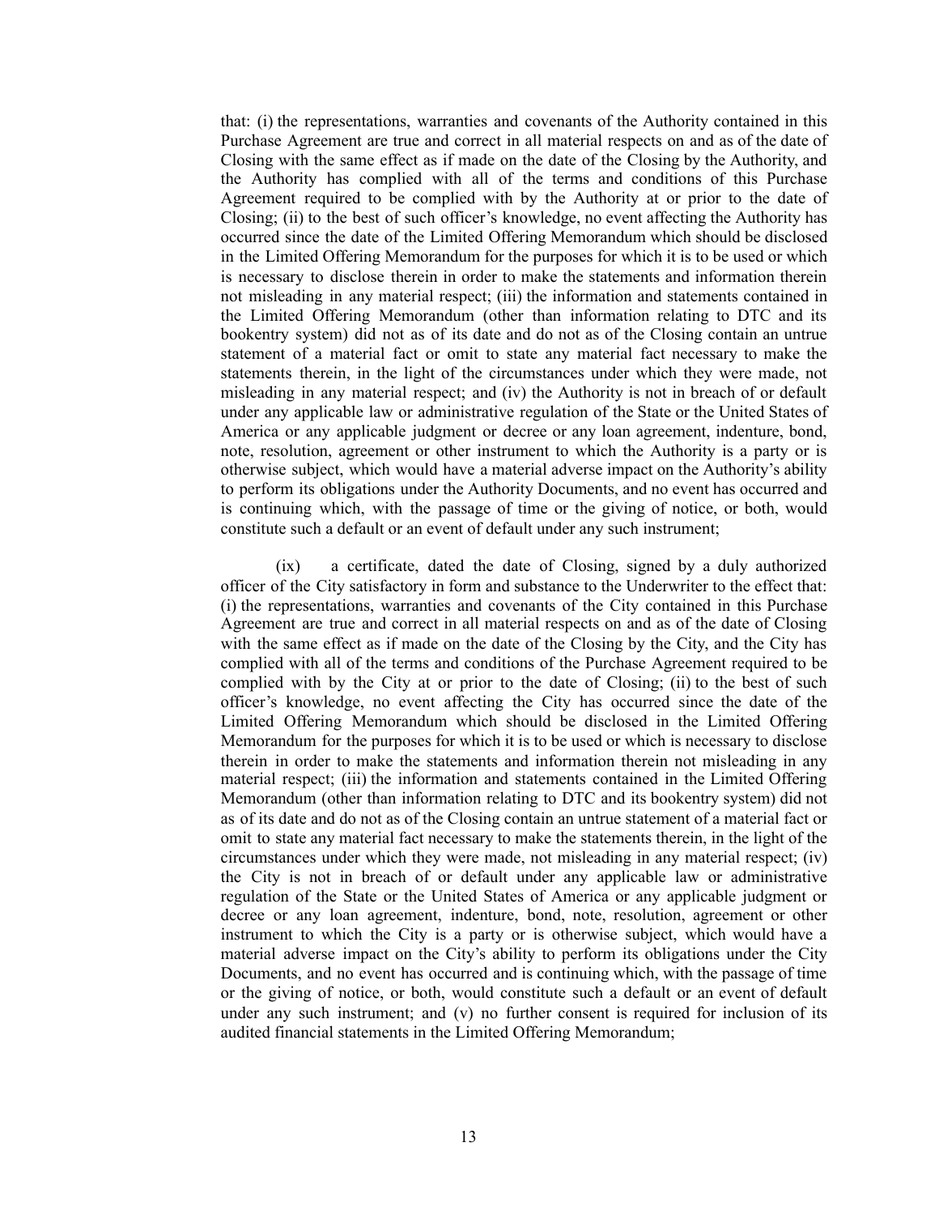that: (i) the representations, warranties and covenants of the Authority contained in this Purchase Agreement are true and correct in all material respects on and as of the date of Closing with the same effect as if made on the date of the Closing by the Authority, and the Authority has complied with all of the terms and conditions of this Purchase Agreement required to be complied with by the Authority at or prior to the date of Closing; (ii) to the best of such officer's knowledge, no event affecting the Authority has occurred since the date of the Limited Offering Memorandum which should be disclosed in the Limited Offering Memorandum for the purposes for which it is to be used or which is necessary to disclose therein in order to make the statements and information therein not misleading in any material respect; (iii) the information and statements contained in the Limited Offering Memorandum (other than information relating to DTC and its bookentry system) did not as of its date and do not as of the Closing contain an untrue statement of a material fact or omit to state any material fact necessary to make the statements therein, in the light of the circumstances under which they were made, not misleading in any material respect; and (iv) the Authority is not in breach of or default under any applicable law or administrative regulation of the State or the United States of America or any applicable judgment or decree or any loan agreement, indenture, bond, note, resolution, agreement or other instrument to which the Authority is a party or is otherwise subject, which would have a material adverse impact on the Authority's ability to perform its obligations under the Authority Documents, and no event has occurred and is continuing which, with the passage of time or the giving of notice, or both, would constitute such a default or an event of default under any such instrument;

(ix) a certificate, dated the date of Closing, signed by a duly authorized officer of the City satisfactory in form and substance to the Underwriter to the effect that: (i) the representations, warranties and covenants of the City contained in this Purchase Agreement are true and correct in all material respects on and as of the date of Closing with the same effect as if made on the date of the Closing by the City, and the City has complied with all of the terms and conditions of the Purchase Agreement required to be complied with by the City at or prior to the date of Closing; (ii) to the best of such officer's knowledge, no event affecting the City has occurred since the date of the Limited Offering Memorandum which should be disclosed in the Limited Offering Memorandum for the purposes for which it is to be used or which is necessary to disclose therein in order to make the statements and information therein not misleading in any material respect; (iii) the information and statements contained in the Limited Offering Memorandum (other than information relating to DTC and its bookentry system) did not as of its date and do not as of the Closing contain an untrue statement of a material fact or omit to state any material fact necessary to make the statements therein, in the light of the circumstances under which they were made, not misleading in any material respect; (iv) the City is not in breach of or default under any applicable law or administrative regulation of the State or the United States of America or any applicable judgment or decree or any loan agreement, indenture, bond, note, resolution, agreement or other instrument to which the City is a party or is otherwise subject, which would have a material adverse impact on the City's ability to perform its obligations under the City Documents, and no event has occurred and is continuing which, with the passage of time or the giving of notice, or both, would constitute such a default or an event of default under any such instrument; and (v) no further consent is required for inclusion of its audited financial statements in the Limited Offering Memorandum;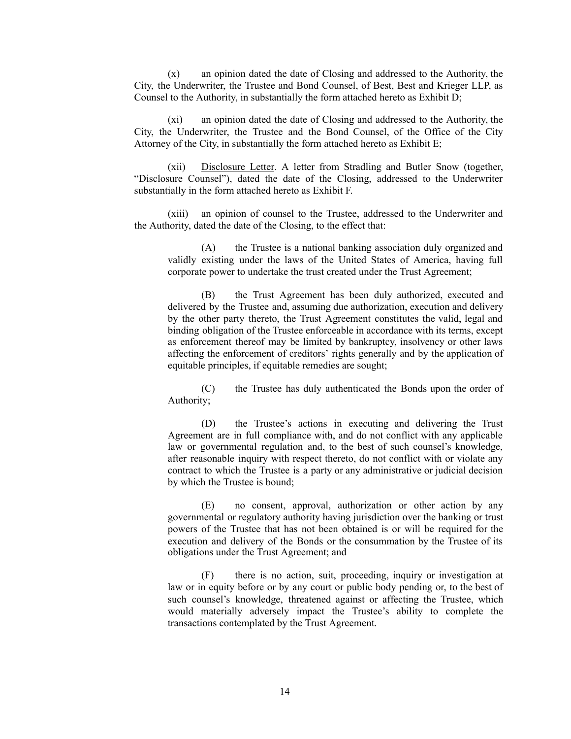(x) an opinion dated the date of Closing and addressed to the Authority, the City, the Underwriter, the Trustee and Bond Counsel, of Best, Best and Krieger LLP, as Counsel to the Authority, in substantially the form attached hereto as Exhibit D;

(xi) an opinion dated the date of Closing and addressed to the Authority, the City, the Underwriter, the Trustee and the Bond Counsel, of the Office of the City Attorney of the City, in substantially the form attached hereto as Exhibit E;

(xii) Disclosure Letter. A letter from Stradling and Butler Snow (together, "Disclosure Counsel"), dated the date of the Closing, addressed to the Underwriter substantially in the form attached hereto as Exhibit F.

(xiii) an opinion of counsel to the Trustee, addressed to the Underwriter and the Authority, dated the date of the Closing, to the effect that:

> (A) the Trustee is a national banking association duly organized and validly existing under the laws of the United States of America, having full corporate power to undertake the trust created under the Trust Agreement;
>
> (B) the Trust Agreement has been duly authorized, executed and delivered by the Trustee and, assuming due authorization, execution and delivery by the other party thereto, the Trust Agreement constitutes the valid, legal and binding obligation of the Trustee enforceable in accordance with its terms, except as enforcement thereof may be limited by bankruptcy, insolvency or other laws affecting the enforcement of creditors' rights generally and by the application of equitable principles, if equitable remedies are sought;
>
> (C) the Trustee has duly authenticated the Bonds upon the order of Authority;
>
> (D) the Trustee's actions in executing and delivering the Trust Agreement are in full compliance with, and do not conflict with any applicable law or governmental regulation and, to the best of such counsel's knowledge, after reasonable inquiry with respect thereto, do not conflict with or violate any contract to which the Trustee is a party or any administrative or judicial decision by which the Trustee is bound;
>
> (E) no consent, approval, authorization or other action by any governmental or regulatory authority having jurisdiction over the banking or trust powers of the Trustee that has not been obtained is or will be required for the execution and delivery of the Bonds or the consummation by the Trustee of its obligations under the Trust Agreement; and
>
> (F) there is no action, suit, proceeding, inquiry or investigation at law or in equity before or by any court or public body pending or, to the best of such counsel's knowledge, threatened against or affecting the Trustee, which would materially adversely impact the Trustee's ability to complete the transactions contemplated by the Trust Agreement.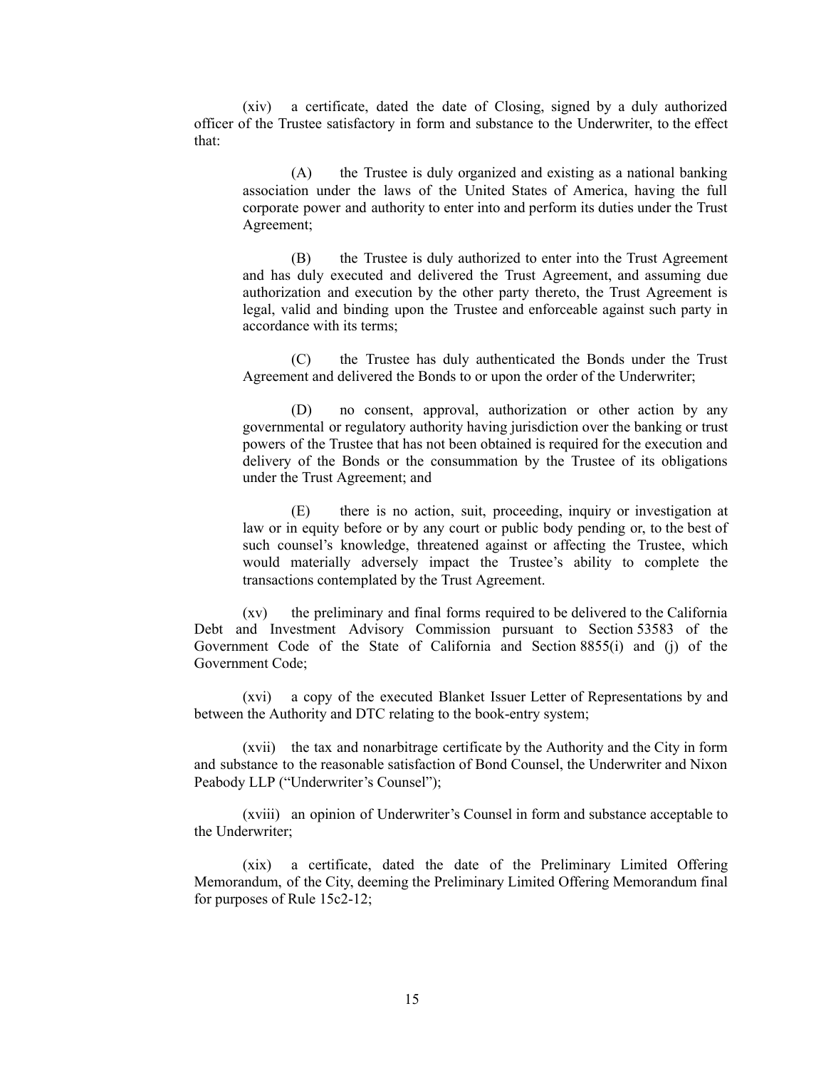(xiv) a certificate, dated the date of Closing, signed by a duly authorized officer of the Trustee satisfactory in form and substance to the Underwriter, to the effect that:

(A) the Trustee is duly organized and existing as a national banking association under the laws of the United States of America, having the full corporate power and authority to enter into and perform its duties under the Trust Agreement;

(B) the Trustee is duly authorized to enter into the Trust Agreement and has duly executed and delivered the Trust Agreement, and assuming due authorization and execution by the other party thereto, the Trust Agreement is legal, valid and binding upon the Trustee and enforceable against such party in accordance with its terms;

(C) the Trustee has duly authenticated the Bonds under the Trust Agreement and delivered the Bonds to or upon the order of the Underwriter;

(D) no consent, approval, authorization or other action by any governmental or regulatory authority having jurisdiction over the banking or trust powers of the Trustee that has not been obtained is required for the execution and delivery of the Bonds or the consummation by the Trustee of its obligations under the Trust Agreement; and

(E) there is no action, suit, proceeding, inquiry or investigation at law or in equity before or by any court or public body pending or, to the best of such counsel's knowledge, threatened against or affecting the Trustee, which would materially adversely impact the Trustee's ability to complete the transactions contemplated by the Trust Agreement.

(xv) the preliminary and final forms required to be delivered to the California Debt and Investment Advisory Commission pursuant to Section 53583 of the Government Code of the State of California and Section 8855(i) and (j) of the Government Code;

(xvi) a copy of the executed Blanket Issuer Letter of Representations by and between the Authority and DTC relating to the book-entry system;

(xvii) the tax and nonarbitrage certificate by the Authority and the City in form and substance to the reasonable satisfaction of Bond Counsel, the Underwriter and Nixon Peabody LLP ("Underwriter's Counsel");

(xviii) an opinion of Underwriter's Counsel in form and substance acceptable to the Underwriter;

(xix) a certificate, dated the date of the Preliminary Limited Offering Memorandum, of the City, deeming the Preliminary Limited Offering Memorandum final for purposes of Rule 15c2-12;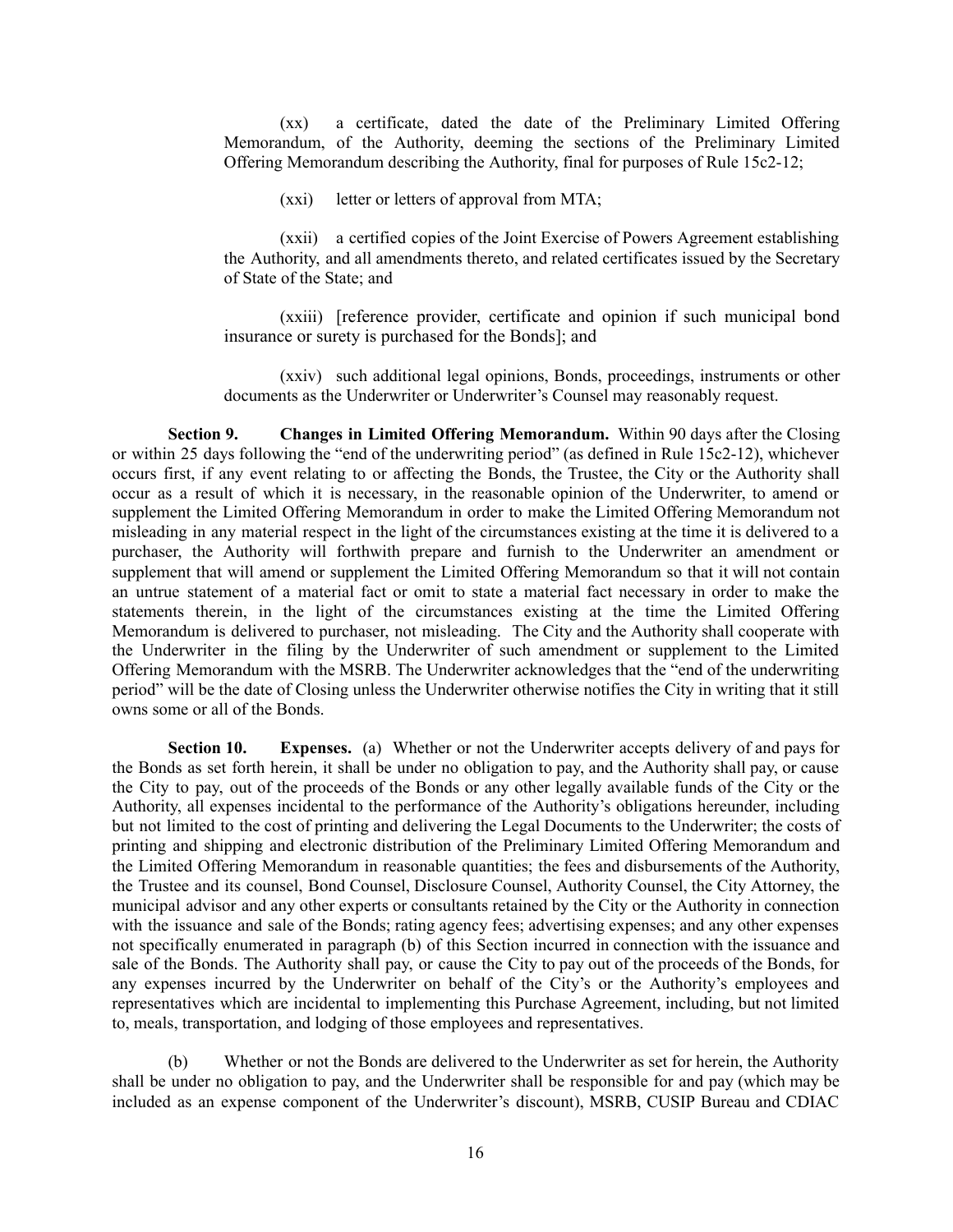(xx) a certificate, dated the date of the Preliminary Limited Offering Memorandum, of the Authority, deeming the sections of the Preliminary Limited Offering Memorandum describing the Authority, final for purposes of Rule 15c2-12;

(xxi) letter or letters of approval from MTA;

(xxii) a certified copies of the Joint Exercise of Powers Agreement establishing the Authority, and all amendments thereto, and related certificates issued by the Secretary of State of the State; and

(xxiii) [reference provider, certificate and opinion if such municipal bond insurance or surety is purchased for the Bonds]; and

(xxiv) such additional legal opinions, Bonds, proceedings, instruments or other documents as the Underwriter or Underwriter's Counsel may reasonably request.

**Section 9. Changes in Limited Offering Memorandum.** Within 90 days after the Closing or within 25 days following the "end of the underwriting period" (as defined in Rule 15c2-12), whichever occurs first, if any event relating to or affecting the Bonds, the Trustee, the City or the Authority shall occur as a result of which it is necessary, in the reasonable opinion of the Underwriter, to amend or supplement the Limited Offering Memorandum in order to make the Limited Offering Memorandum not misleading in any material respect in the light of the circumstances existing at the time it is delivered to a purchaser, the Authority will forthwith prepare and furnish to the Underwriter an amendment or supplement that will amend or supplement the Limited Offering Memorandum so that it will not contain an untrue statement of a material fact or omit to state a material fact necessary in order to make the statements therein, in the light of the circumstances existing at the time the Limited Offering Memorandum is delivered to purchaser, not misleading. The City and the Authority shall cooperate with the Underwriter in the filing by the Underwriter of such amendment or supplement to the Limited Offering Memorandum with the MSRB. The Underwriter acknowledges that the "end of the underwriting period" will be the date of Closing unless the Underwriter otherwise notifies the City in writing that it still owns some or all of the Bonds.

**Section 10. Expenses.** (a) Whether or not the Underwriter accepts delivery of and pays for the Bonds as set forth herein, it shall be under no obligation to pay, and the Authority shall pay, or cause the City to pay, out of the proceeds of the Bonds or any other legally available funds of the City or the Authority, all expenses incidental to the performance of the Authority's obligations hereunder, including but not limited to the cost of printing and delivering the Legal Documents to the Underwriter; the costs of printing and shipping and electronic distribution of the Preliminary Limited Offering Memorandum and the Limited Offering Memorandum in reasonable quantities; the fees and disbursements of the Authority, the Trustee and its counsel, Bond Counsel, Disclosure Counsel, Authority Counsel, the City Attorney, the municipal advisor and any other experts or consultants retained by the City or the Authority in connection with the issuance and sale of the Bonds; rating agency fees; advertising expenses; and any other expenses not specifically enumerated in paragraph (b) of this Section incurred in connection with the issuance and sale of the Bonds. The Authority shall pay, or cause the City to pay out of the proceeds of the Bonds, for any expenses incurred by the Underwriter on behalf of the City's or the Authority's employees and representatives which are incidental to implementing this Purchase Agreement, including, but not limited to, meals, transportation, and lodging of those employees and representatives.

(b) Whether or not the Bonds are delivered to the Underwriter as set for herein, the Authority shall be under no obligation to pay, and the Underwriter shall be responsible for and pay (which may be included as an expense component of the Underwriter's discount), MSRB, CUSIP Bureau and CDIAC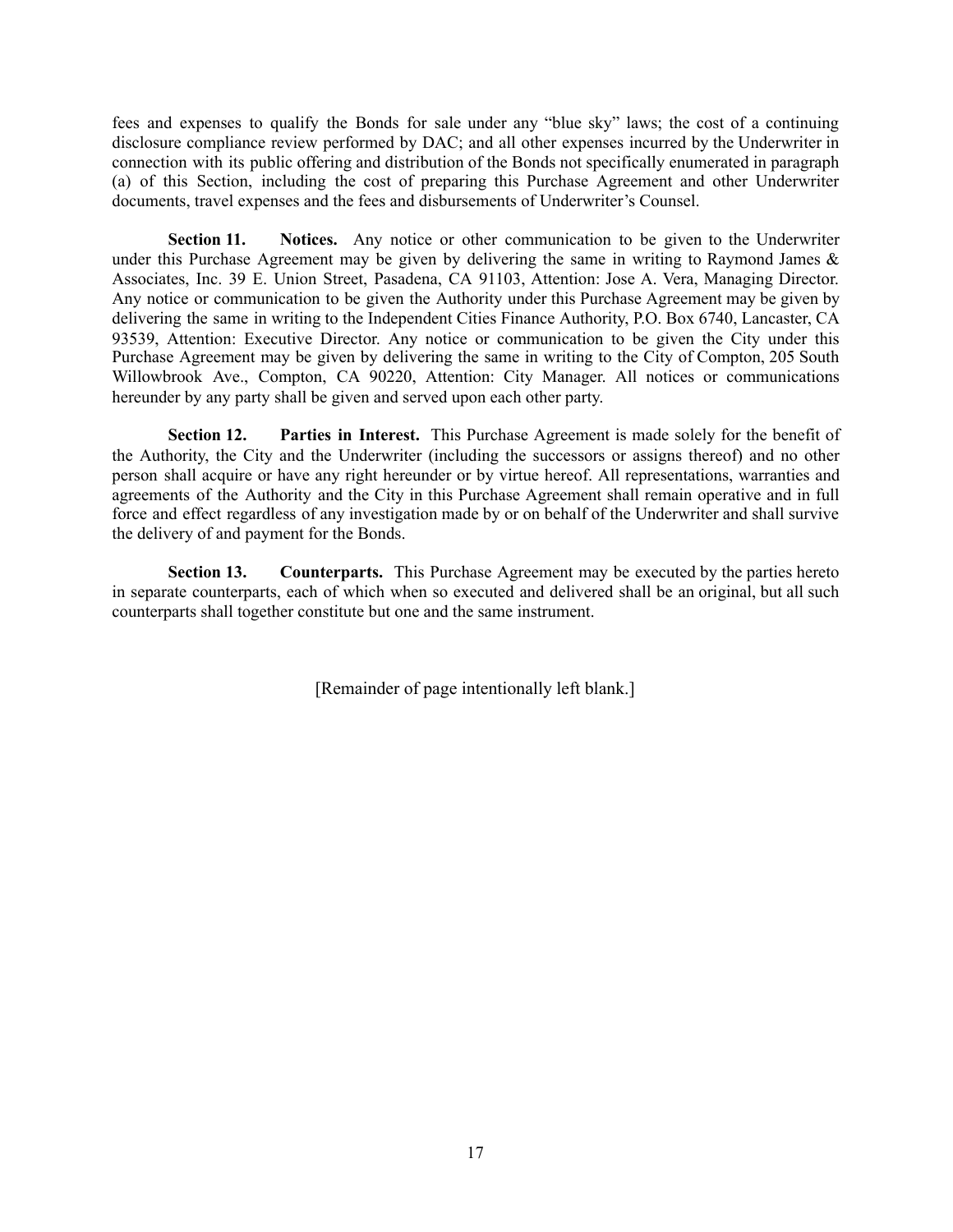fees and expenses to qualify the Bonds for sale under any "blue sky" laws; the cost of a continuing disclosure compliance review performed by DAC; and all other expenses incurred by the Underwriter in connection with its public offering and distribution of the Bonds not specifically enumerated in paragraph (a) of this Section, including the cost of preparing this Purchase Agreement and other Underwriter documents, travel expenses and the fees and disbursements of Underwriter's Counsel.

**Section 11. Notices.** Any notice or other communication to be given to the Underwriter under this Purchase Agreement may be given by delivering the same in writing to Raymond James & Associates, Inc. 39 E. Union Street, Pasadena, CA 91103, Attention: Jose A. Vera, Managing Director. Any notice or communication to be given the Authority under this Purchase Agreement may be given by delivering the same in writing to the Independent Cities Finance Authority, P.O. Box 6740, Lancaster, CA 93539, Attention: Executive Director. Any notice or communication to be given the City under this Purchase Agreement may be given by delivering the same in writing to the City of Compton, 205 South Willowbrook Ave., Compton, CA 90220, Attention: City Manager. All notices or communications hereunder by any party shall be given and served upon each other party.

**Section 12. Parties in Interest.** This Purchase Agreement is made solely for the benefit of the Authority, the City and the Underwriter (including the successors or assigns thereof) and no other person shall acquire or have any right hereunder or by virtue hereof. All representations, warranties and agreements of the Authority and the City in this Purchase Agreement shall remain operative and in full force and effect regardless of any investigation made by or on behalf of the Underwriter and shall survive the delivery of and payment for the Bonds.

**Section 13. Counterparts.** This Purchase Agreement may be executed by the parties hereto in separate counterparts, each of which when so executed and delivered shall be an original, but all such counterparts shall together constitute but one and the same instrument.

[Remainder of page intentionally left blank.]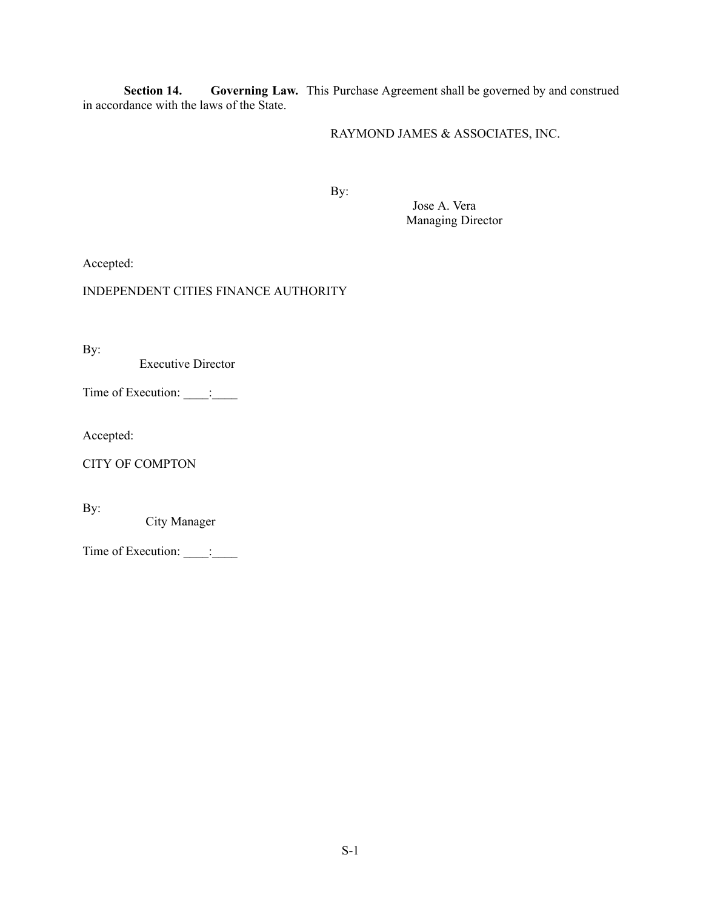**Section 14. Governing Law.** This Purchase Agreement shall be governed by and construed in accordance with the laws of the State.

RAYMOND JAMES & ASSOCIATES, INC.

By:

Jose A. Vera
Managing Director

Accepted:

INDEPENDENT CITIES FINANCE AUTHORITY

By:

Executive Director

Time of Execution: ____:____

Accepted:

CITY OF COMPTON

By:

City Manager

Time of Execution: ____:____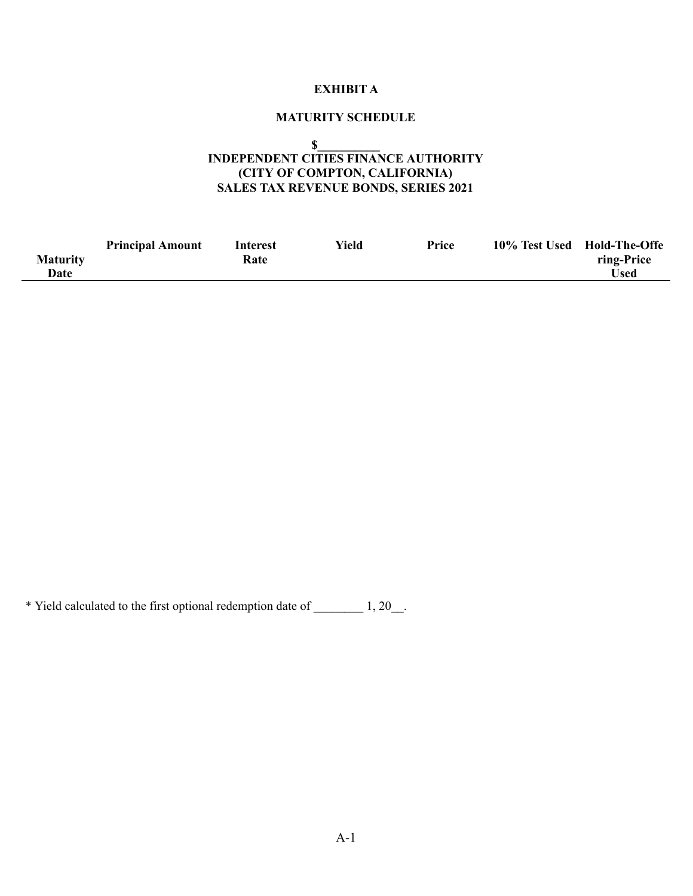**EXHIBIT A**

**MATURITY SCHEDULE**

**$__________**
**INDEPENDENT CITIES FINANCE AUTHORITY**
**(CITY OF COMPTON, CALIFORNIA)**
**SALES TAX REVENUE BONDS, SERIES 2021**

| Maturity Date | Principal Amount | Interest Rate | Yield | Price | 10% Test Used | Hold-The-Offering-Price Used |
|---|---|---|---|---|---|---|

* Yield calculated to the first optional redemption date of ________ 1, 20__.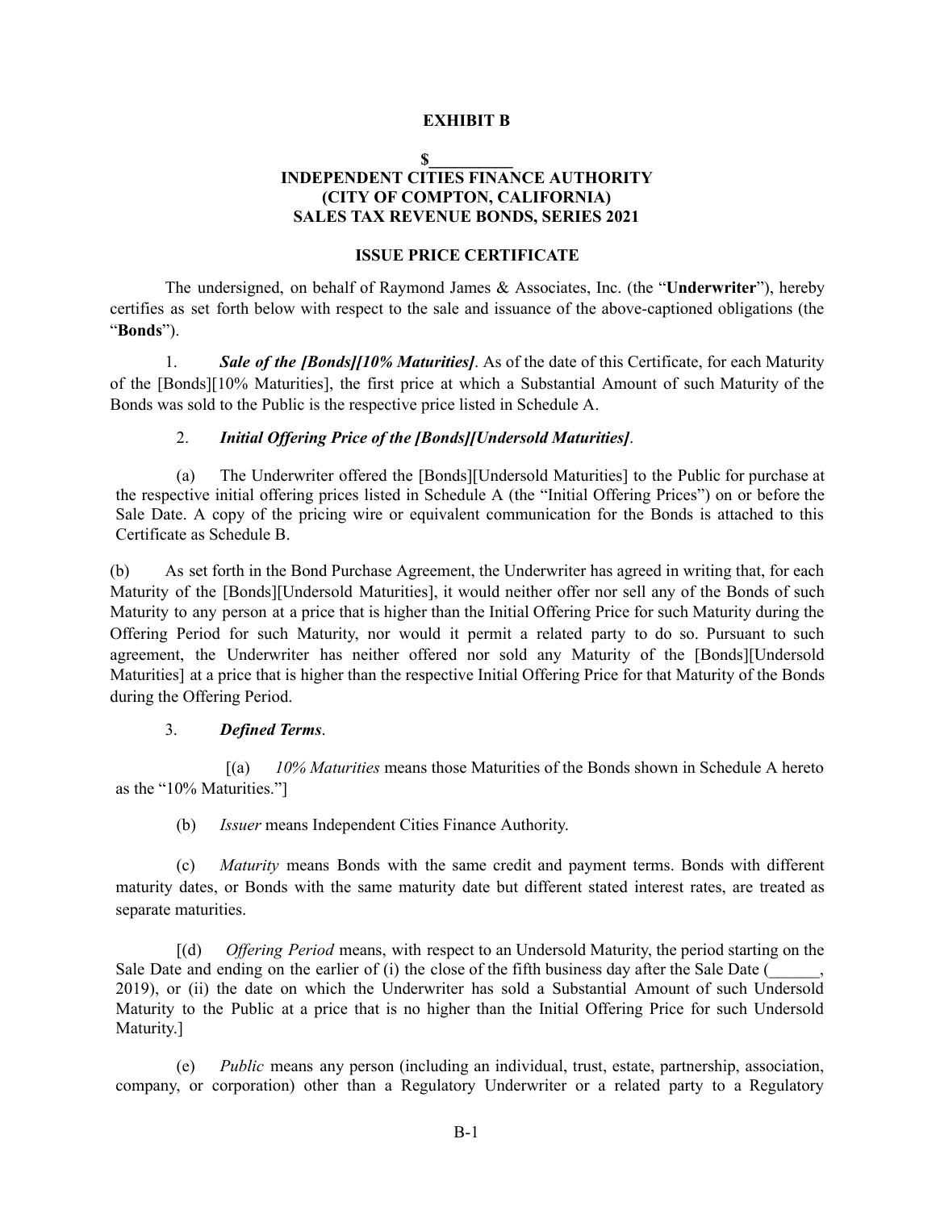**EXHIBIT B**

**$__________**
**INDEPENDENT CITIES FINANCE AUTHORITY**
**(CITY OF COMPTON, CALIFORNIA)**
**SALES TAX REVENUE BONDS, SERIES 2021**

**ISSUE PRICE CERTIFICATE**

The undersigned, on behalf of Raymond James & Associates, Inc. (the "**Underwriter**"), hereby certifies as set forth below with respect to the sale and issuance of the above-captioned obligations (the "**Bonds**").

1. ***Sale of the [Bonds][10% Maturities]***. As of the date of this Certificate, for each Maturity of the [Bonds][10% Maturities], the first price at which a Substantial Amount of such Maturity of the Bonds was sold to the Public is the respective price listed in Schedule A.

2. ***Initial Offering Price of the [Bonds][Undersold Maturities]***.

(a) The Underwriter offered the [Bonds][Undersold Maturities] to the Public for purchase at the respective initial offering prices listed in Schedule A (the "Initial Offering Prices") on or before the Sale Date. A copy of the pricing wire or equivalent communication for the Bonds is attached to this Certificate as Schedule B.

(b) As set forth in the Bond Purchase Agreement, the Underwriter has agreed in writing that, for each Maturity of the [Bonds][Undersold Maturities], it would neither offer nor sell any of the Bonds of such Maturity to any person at a price that is higher than the Initial Offering Price for such Maturity during the Offering Period for such Maturity, nor would it permit a related party to do so. Pursuant to such agreement, the Underwriter has neither offered nor sold any Maturity of the [Bonds][Undersold Maturities] at a price that is higher than the respective Initial Offering Price for that Maturity of the Bonds during the Offering Period.

3. ***Defined Terms***.

[(a) *10% Maturities* means those Maturities of the Bonds shown in Schedule A hereto as the "10% Maturities."]

(b) *Issuer* means Independent Cities Finance Authority.

(c) *Maturity* means Bonds with the same credit and payment terms. Bonds with different maturity dates, or Bonds with the same maturity date but different stated interest rates, are treated as separate maturities.

[(d) *Offering Period* means, with respect to an Undersold Maturity, the period starting on the Sale Date and ending on the earlier of (i) the close of the fifth business day after the Sale Date (______, 2019), or (ii) the date on which the Underwriter has sold a Substantial Amount of such Undersold Maturity to the Public at a price that is no higher than the Initial Offering Price for such Undersold Maturity.]

(e) *Public* means any person (including an individual, trust, estate, partnership, association, company, or corporation) other than a Regulatory Underwriter or a related party to a Regulatory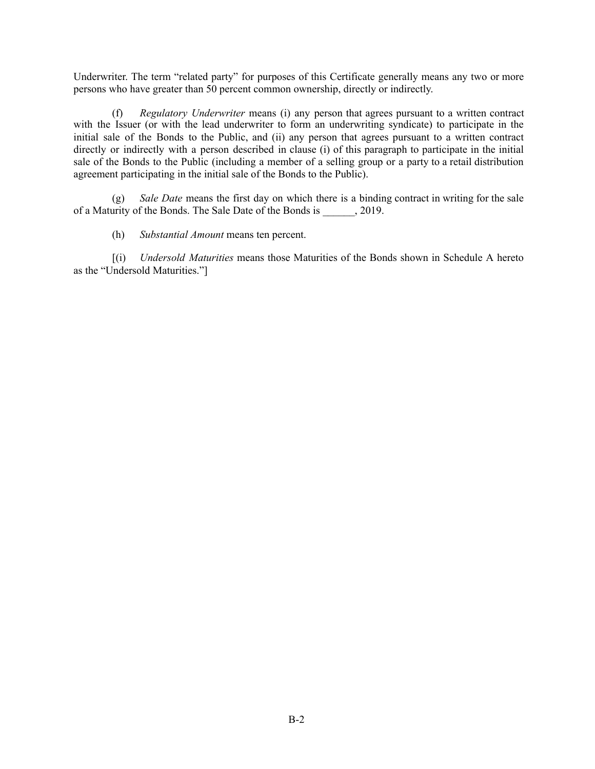Underwriter. The term "related party" for purposes of this Certificate generally means any two or more persons who have greater than 50 percent common ownership, directly or indirectly.

(f) *Regulatory Underwriter* means (i) any person that agrees pursuant to a written contract with the Issuer (or with the lead underwriter to form an underwriting syndicate) to participate in the initial sale of the Bonds to the Public, and (ii) any person that agrees pursuant to a written contract directly or indirectly with a person described in clause (i) of this paragraph to participate in the initial sale of the Bonds to the Public (including a member of a selling group or a party to a retail distribution agreement participating in the initial sale of the Bonds to the Public).

(g) *Sale Date* means the first day on which there is a binding contract in writing for the sale of a Maturity of the Bonds. The Sale Date of the Bonds is ______, 2019.

(h) *Substantial Amount* means ten percent.

[(i) *Undersold Maturities* means those Maturities of the Bonds shown in Schedule A hereto as the "Undersold Maturities."]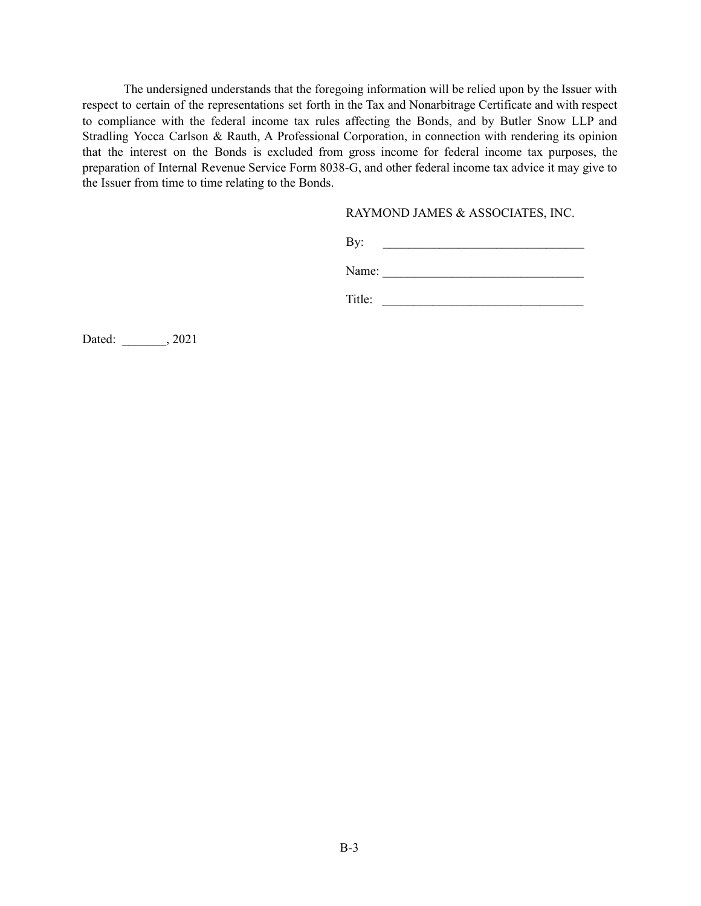The undersigned understands that the foregoing information will be relied upon by the Issuer with respect to certain of the representations set forth in the Tax and Nonarbitrage Certificate and with respect to compliance with the federal income tax rules affecting the Bonds, and by Butler Snow LLP and Stradling Yocca Carlson & Rauth, A Professional Corporation, in connection with rendering its opinion that the interest on the Bonds is excluded from gross income for federal income tax purposes, the preparation of Internal Revenue Service Form 8038-G, and other federal income tax advice it may give to the Issuer from time to time relating to the Bonds.

RAYMOND JAMES & ASSOCIATES, INC.

By: ________________________________

Name: ________________________________

Title: ________________________________

Dated: _______, 2021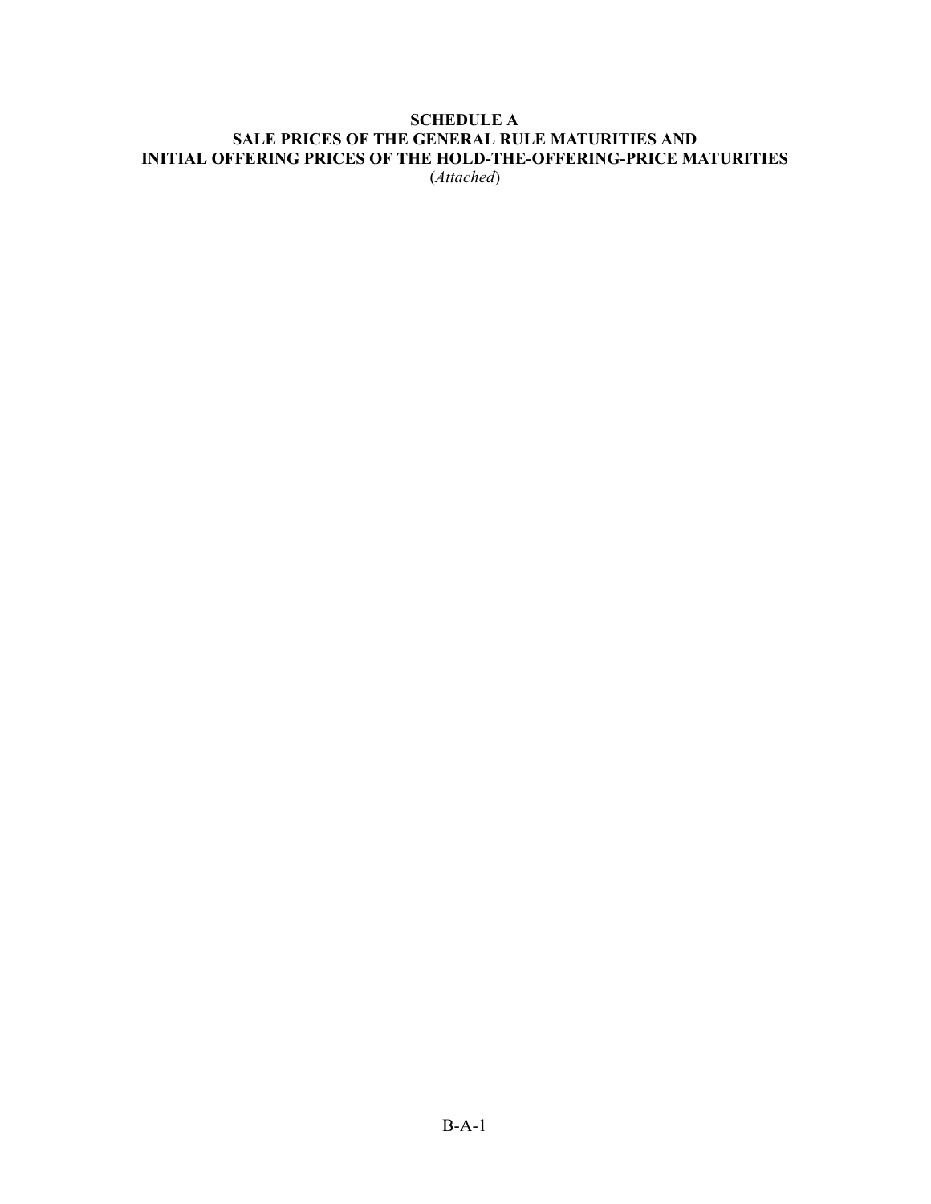**SCHEDULE A**
**SALE PRICES OF THE GENERAL RULE MATURITIES AND**
**INITIAL OFFERING PRICES OF THE HOLD-THE-OFFERING-PRICE MATURITIES**
(*Attached*)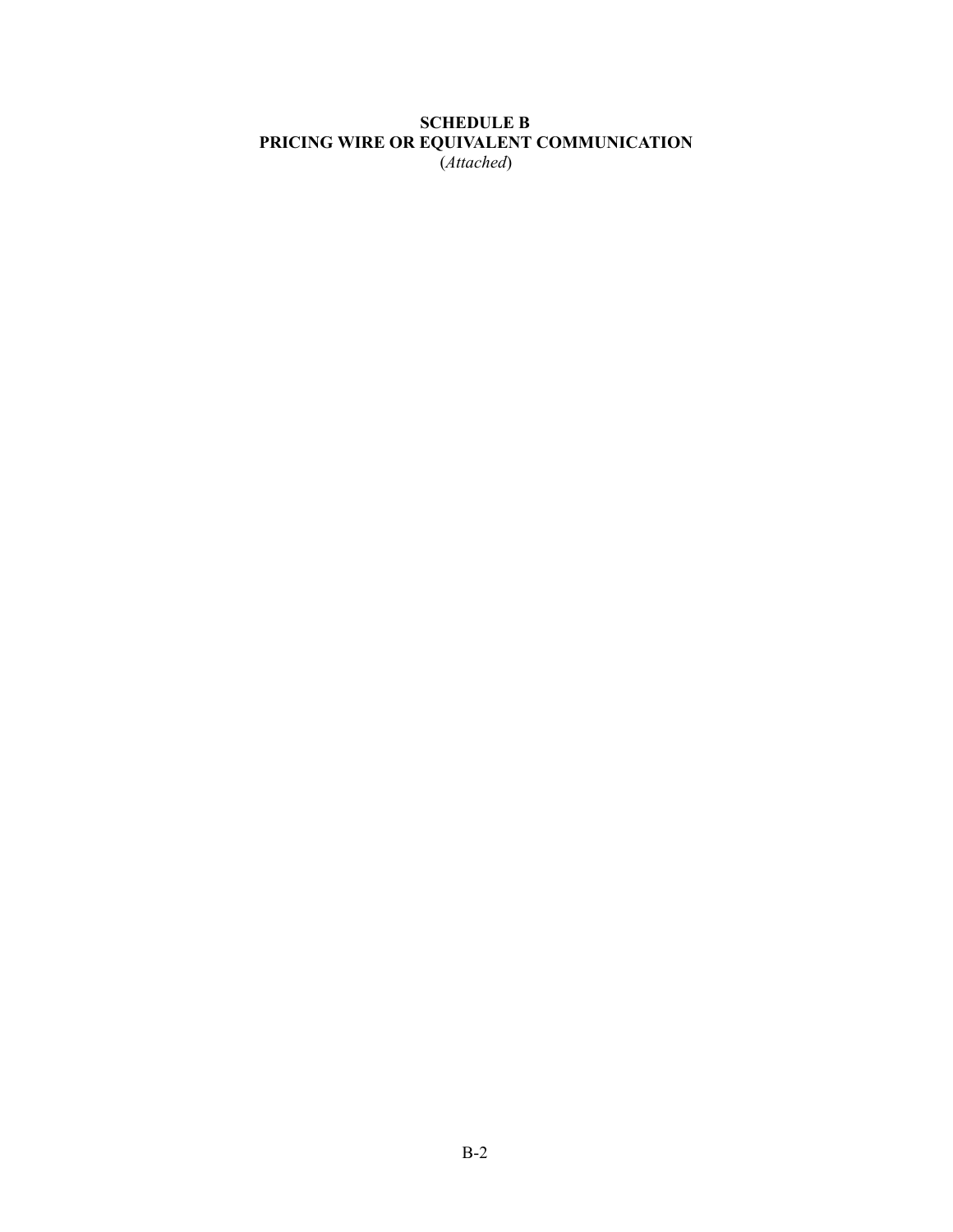**SCHEDULE B**
**PRICING WIRE OR EQUIVALENT COMMUNICATION**
(*Attached*)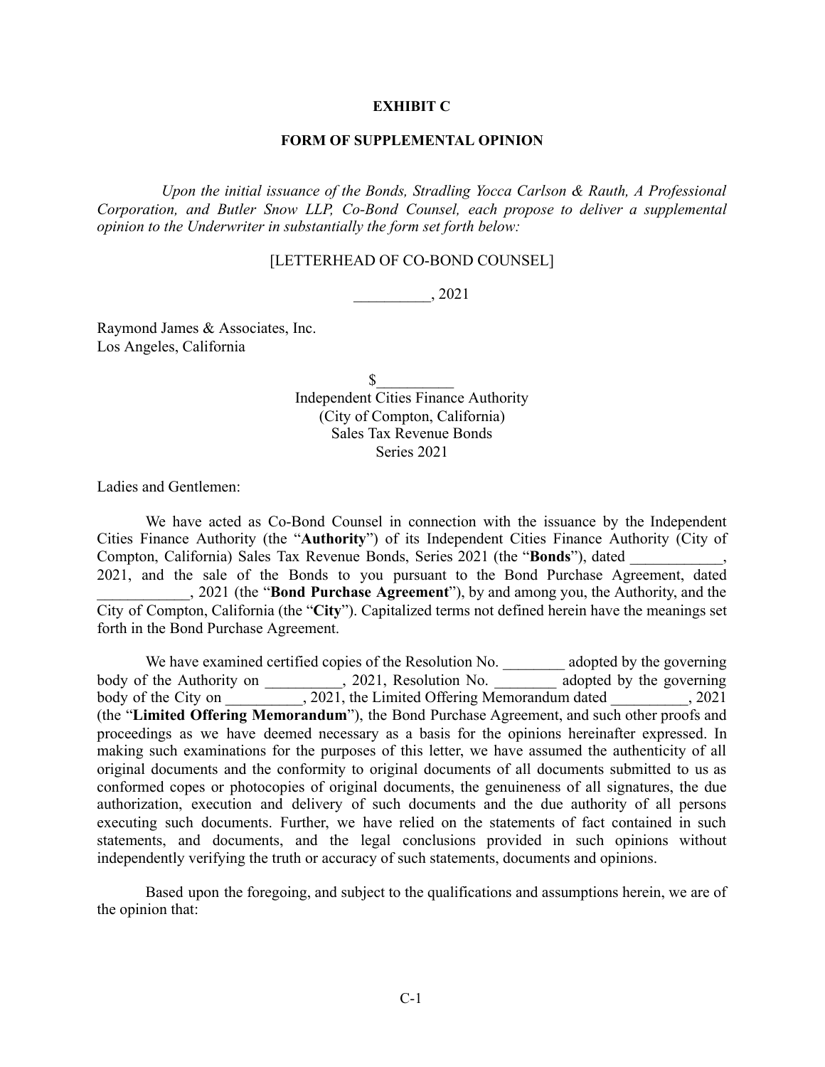**EXHIBIT C**

**FORM OF SUPPLEMENTAL OPINION**

*Upon the initial issuance of the Bonds, Stradling Yocca Carlson & Rauth, A Professional Corporation, and Butler Snow LLP, Co-Bond Counsel, each propose to deliver a supplemental opinion to the Underwriter in substantially the form set forth below:*

[LETTERHEAD OF CO-BOND COUNSEL]

__________, 2021

Raymond James & Associates, Inc.
Los Angeles, California

$__________
Independent Cities Finance Authority
(City of Compton, California)
Sales Tax Revenue Bonds
Series 2021

Ladies and Gentlemen:

We have acted as Co-Bond Counsel in connection with the issuance by the Independent Cities Finance Authority (the "**Authority**") of its Independent Cities Finance Authority (City of Compton, California) Sales Tax Revenue Bonds, Series 2021 (the "**Bonds**"), dated ____________, 2021, and the sale of the Bonds to you pursuant to the Bond Purchase Agreement, dated ____________, 2021 (the "**Bond Purchase Agreement**"), by and among you, the Authority, and the City of Compton, California (the "**City**"). Capitalized terms not defined herein have the meanings set forth in the Bond Purchase Agreement.

We have examined certified copies of the Resolution No. ________ adopted by the governing body of the Authority on __________, 2021, Resolution No. ________ adopted by the governing body of the City on __________, 2021, the Limited Offering Memorandum dated __________, 2021 (the "**Limited Offering Memorandum**"), the Bond Purchase Agreement, and such other proofs and proceedings as we have deemed necessary as a basis for the opinions hereinafter expressed. In making such examinations for the purposes of this letter, we have assumed the authenticity of all original documents and the conformity to original documents of all documents submitted to us as conformed copes or photocopies of original documents, the genuineness of all signatures, the due authorization, execution and delivery of such documents and the due authority of all persons executing such documents. Further, we have relied on the statements of fact contained in such statements, and documents, and the legal conclusions provided in such opinions without independently verifying the truth or accuracy of such statements, documents and opinions.

Based upon the foregoing, and subject to the qualifications and assumptions herein, we are of the opinion that: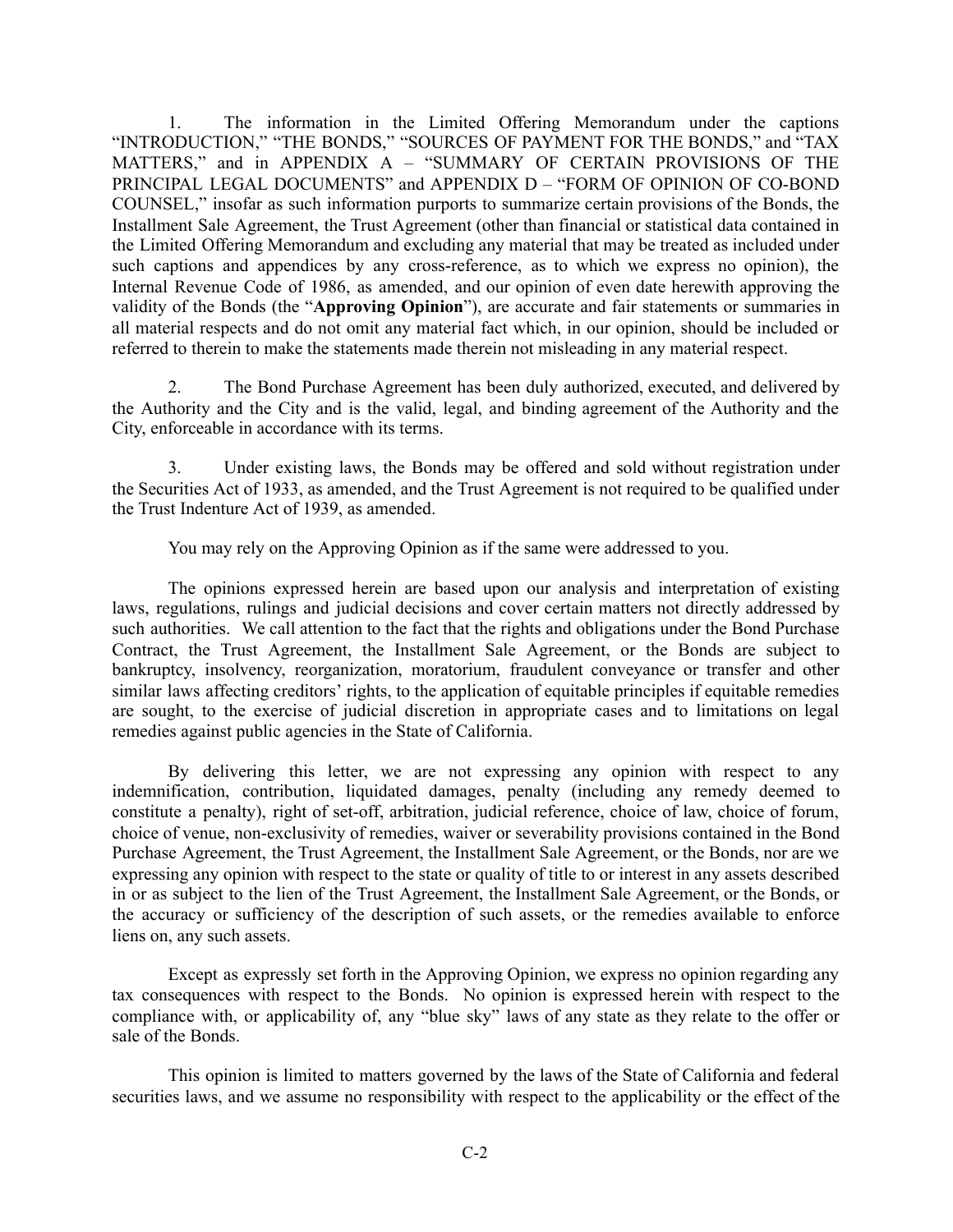1. The information in the Limited Offering Memorandum under the captions "INTRODUCTION," "THE BONDS," "SOURCES OF PAYMENT FOR THE BONDS," and "TAX MATTERS," and in APPENDIX A – "SUMMARY OF CERTAIN PROVISIONS OF THE PRINCIPAL LEGAL DOCUMENTS" and APPENDIX D – "FORM OF OPINION OF CO-BOND COUNSEL," insofar as such information purports to summarize certain provisions of the Bonds, the Installment Sale Agreement, the Trust Agreement (other than financial or statistical data contained in the Limited Offering Memorandum and excluding any material that may be treated as included under such captions and appendices by any cross-reference, as to which we express no opinion), the Internal Revenue Code of 1986, as amended, and our opinion of even date herewith approving the validity of the Bonds (the "**Approving Opinion**"), are accurate and fair statements or summaries in all material respects and do not omit any material fact which, in our opinion, should be included or referred to therein to make the statements made therein not misleading in any material respect.

2. The Bond Purchase Agreement has been duly authorized, executed, and delivered by the Authority and the City and is the valid, legal, and binding agreement of the Authority and the City, enforceable in accordance with its terms.

3. Under existing laws, the Bonds may be offered and sold without registration under the Securities Act of 1933, as amended, and the Trust Agreement is not required to be qualified under the Trust Indenture Act of 1939, as amended.

You may rely on the Approving Opinion as if the same were addressed to you.

The opinions expressed herein are based upon our analysis and interpretation of existing laws, regulations, rulings and judicial decisions and cover certain matters not directly addressed by such authorities. We call attention to the fact that the rights and obligations under the Bond Purchase Contract, the Trust Agreement, the Installment Sale Agreement, or the Bonds are subject to bankruptcy, insolvency, reorganization, moratorium, fraudulent conveyance or transfer and other similar laws affecting creditors' rights, to the application of equitable principles if equitable remedies are sought, to the exercise of judicial discretion in appropriate cases and to limitations on legal remedies against public agencies in the State of California.

By delivering this letter, we are not expressing any opinion with respect to any indemnification, contribution, liquidated damages, penalty (including any remedy deemed to constitute a penalty), right of set-off, arbitration, judicial reference, choice of law, choice of forum, choice of venue, non-exclusivity of remedies, waiver or severability provisions contained in the Bond Purchase Agreement, the Trust Agreement, the Installment Sale Agreement, or the Bonds, nor are we expressing any opinion with respect to the state or quality of title to or interest in any assets described in or as subject to the lien of the Trust Agreement, the Installment Sale Agreement, or the Bonds, or the accuracy or sufficiency of the description of such assets, or the remedies available to enforce liens on, any such assets.

Except as expressly set forth in the Approving Opinion, we express no opinion regarding any tax consequences with respect to the Bonds. No opinion is expressed herein with respect to the compliance with, or applicability of, any "blue sky" laws of any state as they relate to the offer or sale of the Bonds.

This opinion is limited to matters governed by the laws of the State of California and federal securities laws, and we assume no responsibility with respect to the applicability or the effect of the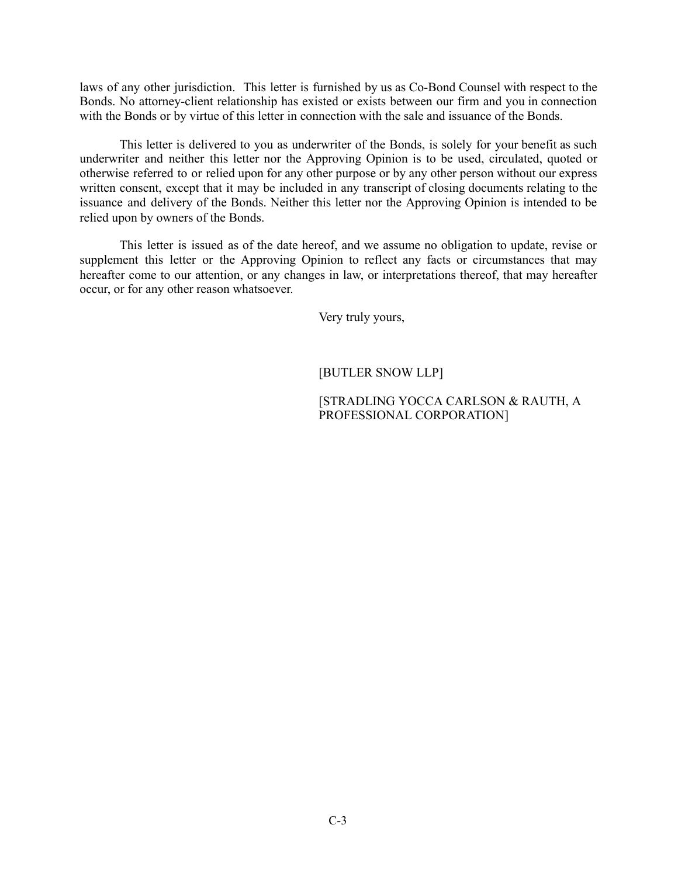laws of any other jurisdiction. This letter is furnished by us as Co-Bond Counsel with respect to the Bonds. No attorney-client relationship has existed or exists between our firm and you in connection with the Bonds or by virtue of this letter in connection with the sale and issuance of the Bonds.

This letter is delivered to you as underwriter of the Bonds, is solely for your benefit as such underwriter and neither this letter nor the Approving Opinion is to be used, circulated, quoted or otherwise referred to or relied upon for any other purpose or by any other person without our express written consent, except that it may be included in any transcript of closing documents relating to the issuance and delivery of the Bonds. Neither this letter nor the Approving Opinion is intended to be relied upon by owners of the Bonds.

This letter is issued as of the date hereof, and we assume no obligation to update, revise or supplement this letter or the Approving Opinion to reflect any facts or circumstances that may hereafter come to our attention, or any changes in law, or interpretations thereof, that may hereafter occur, or for any other reason whatsoever.

Very truly yours,

[BUTLER SNOW LLP]

[STRADLING YOCCA CARLSON & RAUTH, A PROFESSIONAL CORPORATION]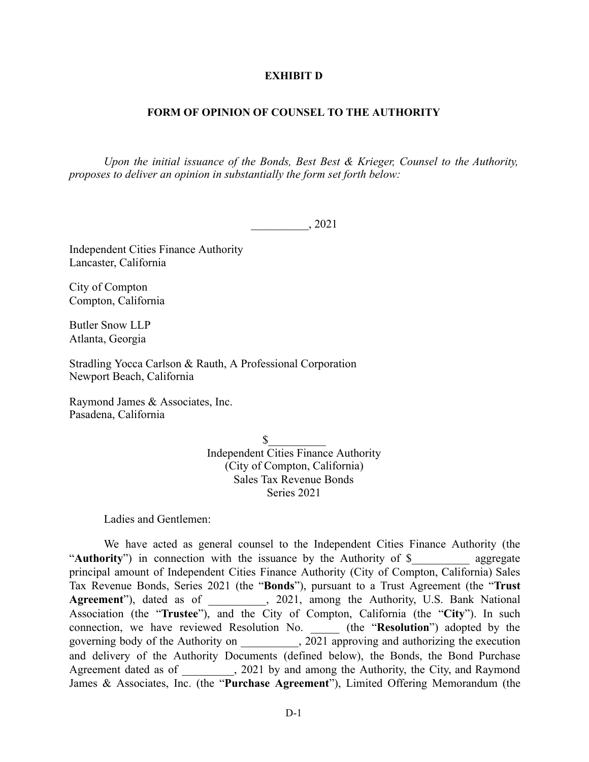**EXHIBIT D**

**FORM OF OPINION OF COUNSEL TO THE AUTHORITY**

*Upon the initial issuance of the Bonds, Best Best & Krieger, Counsel to the Authority, proposes to deliver an opinion in substantially the form set forth below:*

__________, 2021

Independent Cities Finance Authority
Lancaster, California

City of Compton
Compton, California

Butler Snow LLP
Atlanta, Georgia

Stradling Yocca Carlson & Rauth, A Professional Corporation
Newport Beach, California

Raymond James & Associates, Inc.
Pasadena, California

$__________
Independent Cities Finance Authority
(City of Compton, California)
Sales Tax Revenue Bonds
Series 2021

Ladies and Gentlemen:

We have acted as general counsel to the Independent Cities Finance Authority (the "**Authority**") in connection with the issuance by the Authority of $__________ aggregate principal amount of Independent Cities Finance Authority (City of Compton, California) Sales Tax Revenue Bonds, Series 2021 (the "**Bonds**"), pursuant to a Trust Agreement (the "**Trust Agreement**"), dated as of __________, 2021, among the Authority, U.S. Bank National Association (the "**Trustee**"), and the City of Compton, California (the "**City**"). In such connection, we have reviewed Resolution No. _____ (the "**Resolution**") adopted by the governing body of the Authority on __________, 2021 approving and authorizing the execution and delivery of the Authority Documents (defined below), the Bonds, the Bond Purchase Agreement dated as of _________, 2021 by and among the Authority, the City, and Raymond James & Associates, Inc. (the "**Purchase Agreement**"), Limited Offering Memorandum (the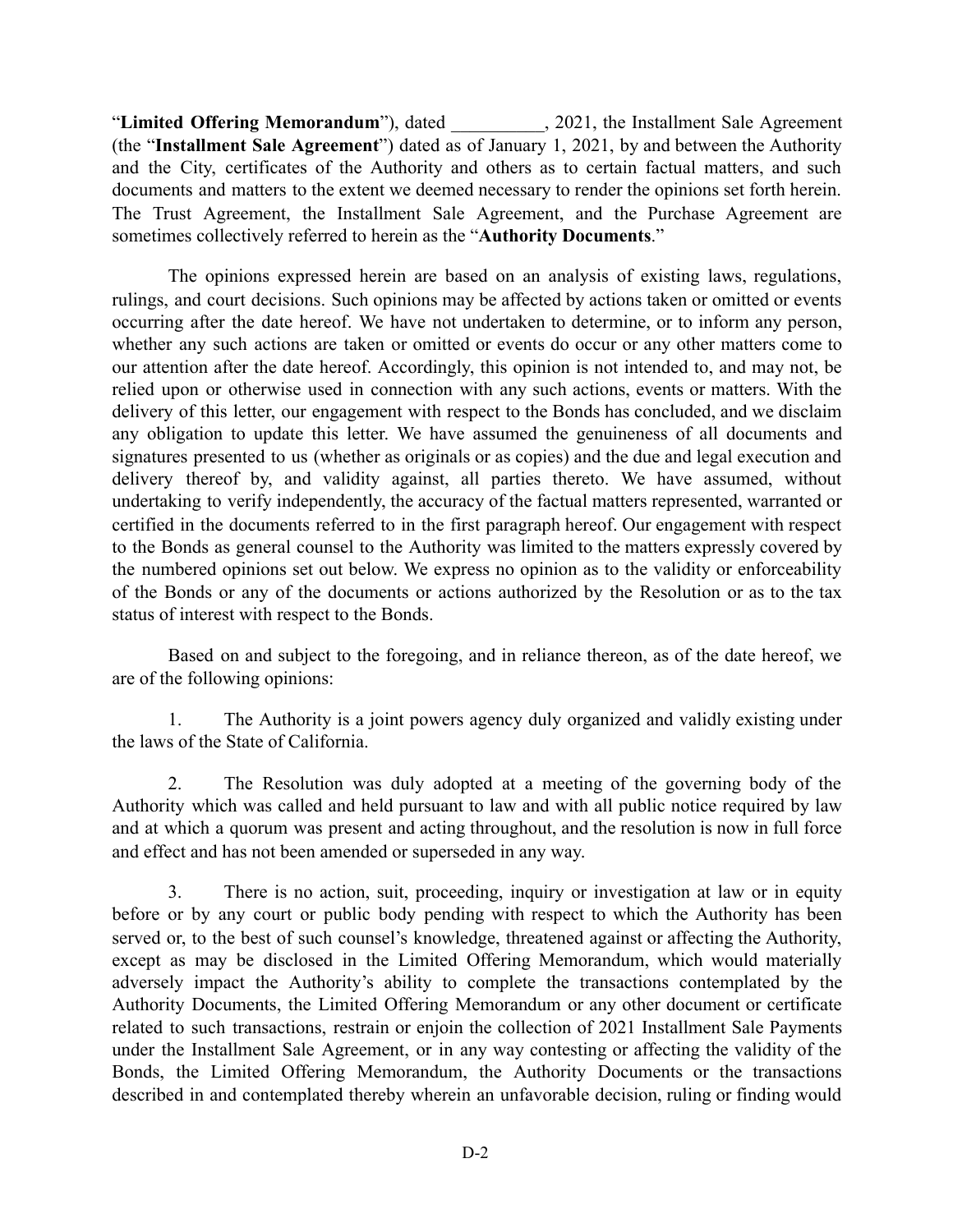"**Limited Offering Memorandum**"), dated __________, 2021, the Installment Sale Agreement (the "**Installment Sale Agreement**") dated as of January 1, 2021, by and between the Authority and the City, certificates of the Authority and others as to certain factual matters, and such documents and matters to the extent we deemed necessary to render the opinions set forth herein. The Trust Agreement, the Installment Sale Agreement, and the Purchase Agreement are sometimes collectively referred to herein as the "**Authority Documents**."

The opinions expressed herein are based on an analysis of existing laws, regulations, rulings, and court decisions. Such opinions may be affected by actions taken or omitted or events occurring after the date hereof. We have not undertaken to determine, or to inform any person, whether any such actions are taken or omitted or events do occur or any other matters come to our attention after the date hereof. Accordingly, this opinion is not intended to, and may not, be relied upon or otherwise used in connection with any such actions, events or matters. With the delivery of this letter, our engagement with respect to the Bonds has concluded, and we disclaim any obligation to update this letter. We have assumed the genuineness of all documents and signatures presented to us (whether as originals or as copies) and the due and legal execution and delivery thereof by, and validity against, all parties thereto. We have assumed, without undertaking to verify independently, the accuracy of the factual matters represented, warranted or certified in the documents referred to in the first paragraph hereof. Our engagement with respect to the Bonds as general counsel to the Authority was limited to the matters expressly covered by the numbered opinions set out below. We express no opinion as to the validity or enforceability of the Bonds or any of the documents or actions authorized by the Resolution or as to the tax status of interest with respect to the Bonds.

Based on and subject to the foregoing, and in reliance thereon, as of the date hereof, we are of the following opinions:

1. The Authority is a joint powers agency duly organized and validly existing under the laws of the State of California.

2. The Resolution was duly adopted at a meeting of the governing body of the Authority which was called and held pursuant to law and with all public notice required by law and at which a quorum was present and acting throughout, and the resolution is now in full force and effect and has not been amended or superseded in any way.

3. There is no action, suit, proceeding, inquiry or investigation at law or in equity before or by any court or public body pending with respect to which the Authority has been served or, to the best of such counsel's knowledge, threatened against or affecting the Authority, except as may be disclosed in the Limited Offering Memorandum, which would materially adversely impact the Authority's ability to complete the transactions contemplated by the Authority Documents, the Limited Offering Memorandum or any other document or certificate related to such transactions, restrain or enjoin the collection of 2021 Installment Sale Payments under the Installment Sale Agreement, or in any way contesting or affecting the validity of the Bonds, the Limited Offering Memorandum, the Authority Documents or the transactions described in and contemplated thereby wherein an unfavorable decision, ruling or finding would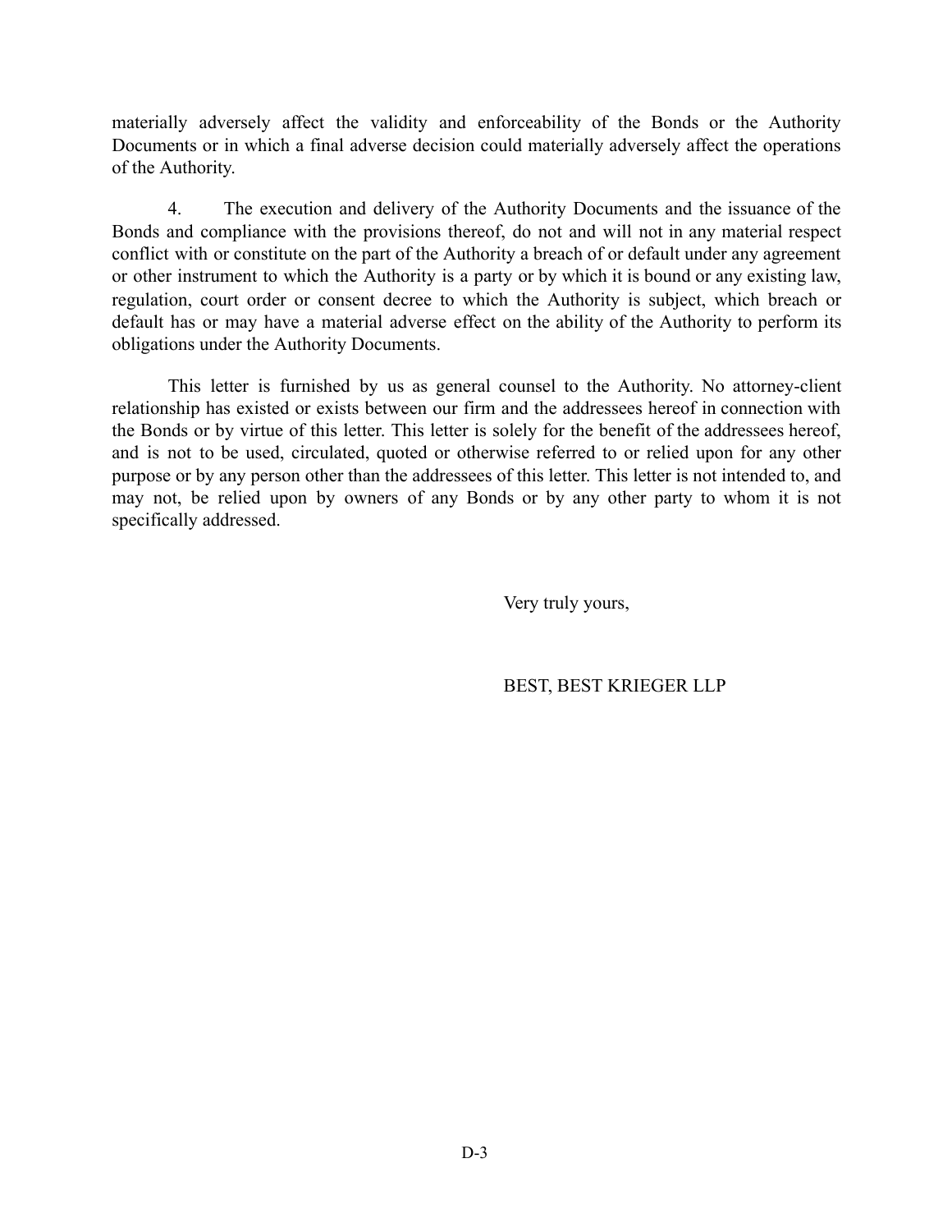materially adversely affect the validity and enforceability of the Bonds or the Authority Documents or in which a final adverse decision could materially adversely affect the operations of the Authority.

4. The execution and delivery of the Authority Documents and the issuance of the Bonds and compliance with the provisions thereof, do not and will not in any material respect conflict with or constitute on the part of the Authority a breach of or default under any agreement or other instrument to which the Authority is a party or by which it is bound or any existing law, regulation, court order or consent decree to which the Authority is subject, which breach or default has or may have a material adverse effect on the ability of the Authority to perform its obligations under the Authority Documents.

This letter is furnished by us as general counsel to the Authority. No attorney-client relationship has existed or exists between our firm and the addressees hereof in connection with the Bonds or by virtue of this letter. This letter is solely for the benefit of the addressees hereof, and is not to be used, circulated, quoted or otherwise referred to or relied upon for any other purpose or by any person other than the addressees of this letter. This letter is not intended to, and may not, be relied upon by owners of any Bonds or by any other party to whom it is not specifically addressed.

Very truly yours,

BEST, BEST KRIEGER LLP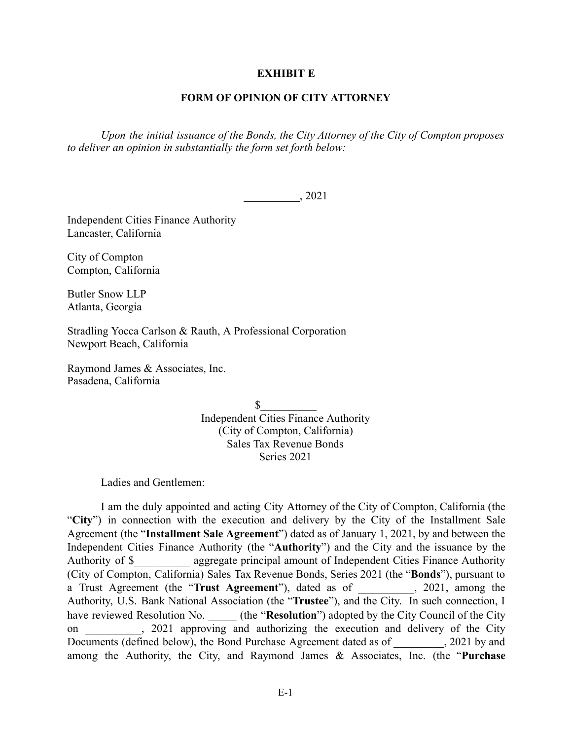**EXHIBIT E**

**FORM OF OPINION OF CITY ATTORNEY**

*Upon the initial issuance of the Bonds, the City Attorney of the City of Compton proposes to deliver an opinion in substantially the form set forth below:*

__________, 2021

Independent Cities Finance Authority
Lancaster, California

City of Compton
Compton, California

Butler Snow LLP
Atlanta, Georgia

Stradling Yocca Carlson & Rauth, A Professional Corporation
Newport Beach, California

Raymond James & Associates, Inc.
Pasadena, California

$__________
Independent Cities Finance Authority
(City of Compton, California)
Sales Tax Revenue Bonds
Series 2021

Ladies and Gentlemen:

I am the duly appointed and acting City Attorney of the City of Compton, California (the "**City**") in connection with the execution and delivery by the City of the Installment Sale Agreement (the "**Installment Sale Agreement**") dated as of January 1, 2021, by and between the Independent Cities Finance Authority (the "**Authority**") and the City and the issuance by the Authority of $__________ aggregate principal amount of Independent Cities Finance Authority (City of Compton, California) Sales Tax Revenue Bonds, Series 2021 (the "**Bonds**"), pursuant to a Trust Agreement (the "**Trust Agreement**"), dated as of __________, 2021, among the Authority, U.S. Bank National Association (the "**Trustee**"), and the City. In such connection, I have reviewed Resolution No. _____ (the "**Resolution**") adopted by the City Council of the City on __________, 2021 approving and authorizing the execution and delivery of the City Documents (defined below), the Bond Purchase Agreement dated as of _________, 2021 by and among the Authority, the City, and Raymond James & Associates, Inc. (the "**Purchase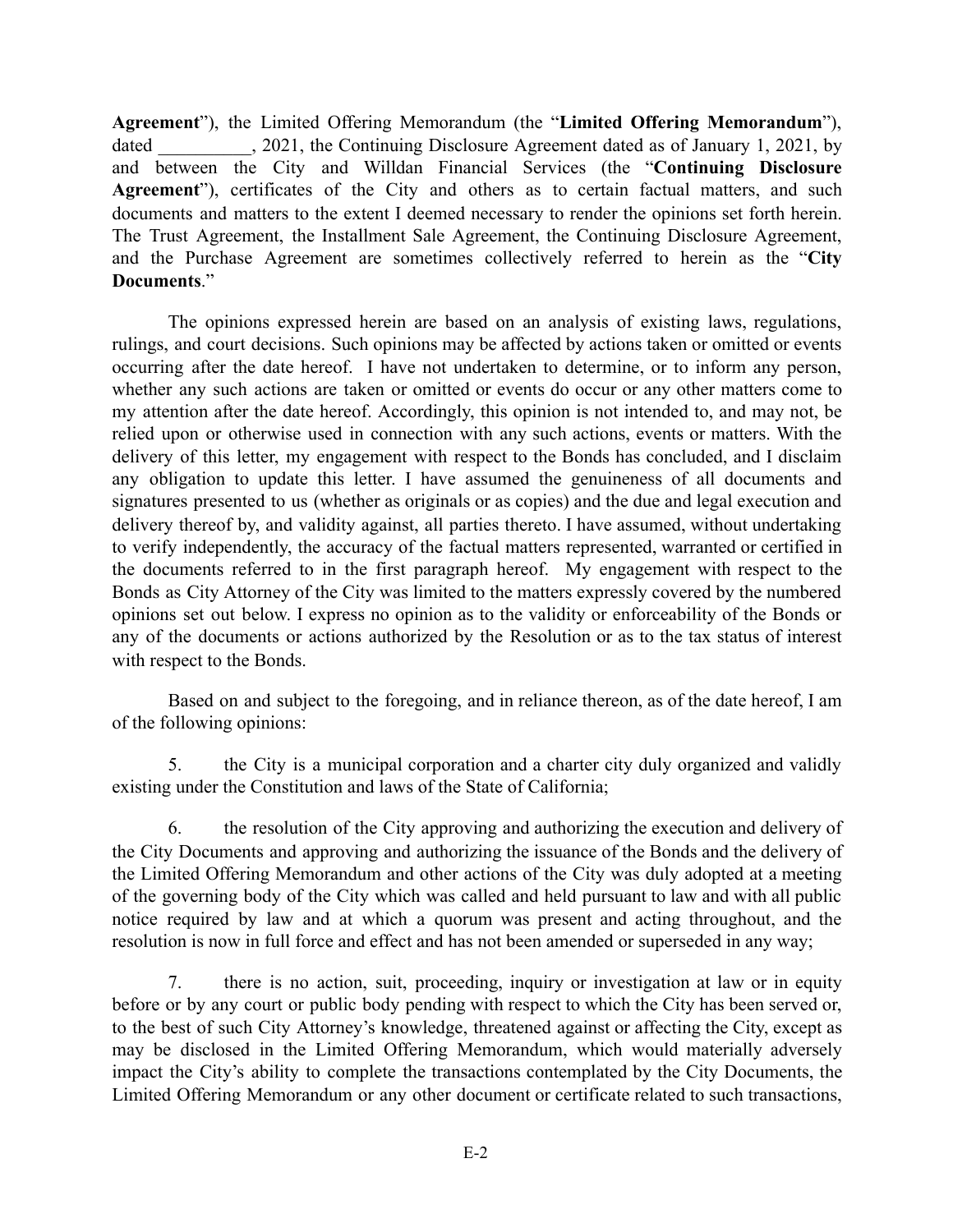**Agreement**"), the Limited Offering Memorandum (the "**Limited Offering Memorandum**"), dated __________, 2021, the Continuing Disclosure Agreement dated as of January 1, 2021, by and between the City and Willdan Financial Services (the "**Continuing Disclosure Agreement**"), certificates of the City and others as to certain factual matters, and such documents and matters to the extent I deemed necessary to render the opinions set forth herein. The Trust Agreement, the Installment Sale Agreement, the Continuing Disclosure Agreement, and the Purchase Agreement are sometimes collectively referred to herein as the "**City Documents**."

The opinions expressed herein are based on an analysis of existing laws, regulations, rulings, and court decisions. Such opinions may be affected by actions taken or omitted or events occurring after the date hereof. I have not undertaken to determine, or to inform any person, whether any such actions are taken or omitted or events do occur or any other matters come to my attention after the date hereof. Accordingly, this opinion is not intended to, and may not, be relied upon or otherwise used in connection with any such actions, events or matters. With the delivery of this letter, my engagement with respect to the Bonds has concluded, and I disclaim any obligation to update this letter. I have assumed the genuineness of all documents and signatures presented to us (whether as originals or as copies) and the due and legal execution and delivery thereof by, and validity against, all parties thereto. I have assumed, without undertaking to verify independently, the accuracy of the factual matters represented, warranted or certified in the documents referred to in the first paragraph hereof. My engagement with respect to the Bonds as City Attorney of the City was limited to the matters expressly covered by the numbered opinions set out below. I express no opinion as to the validity or enforceability of the Bonds or any of the documents or actions authorized by the Resolution or as to the tax status of interest with respect to the Bonds.

Based on and subject to the foregoing, and in reliance thereon, as of the date hereof, I am of the following opinions:

5. the City is a municipal corporation and a charter city duly organized and validly existing under the Constitution and laws of the State of California;

6. the resolution of the City approving and authorizing the execution and delivery of the City Documents and approving and authorizing the issuance of the Bonds and the delivery of the Limited Offering Memorandum and other actions of the City was duly adopted at a meeting of the governing body of the City which was called and held pursuant to law and with all public notice required by law and at which a quorum was present and acting throughout, and the resolution is now in full force and effect and has not been amended or superseded in any way;

7. there is no action, suit, proceeding, inquiry or investigation at law or in equity before or by any court or public body pending with respect to which the City has been served or, to the best of such City Attorney's knowledge, threatened against or affecting the City, except as may be disclosed in the Limited Offering Memorandum, which would materially adversely impact the City's ability to complete the transactions contemplated by the City Documents, the Limited Offering Memorandum or any other document or certificate related to such transactions,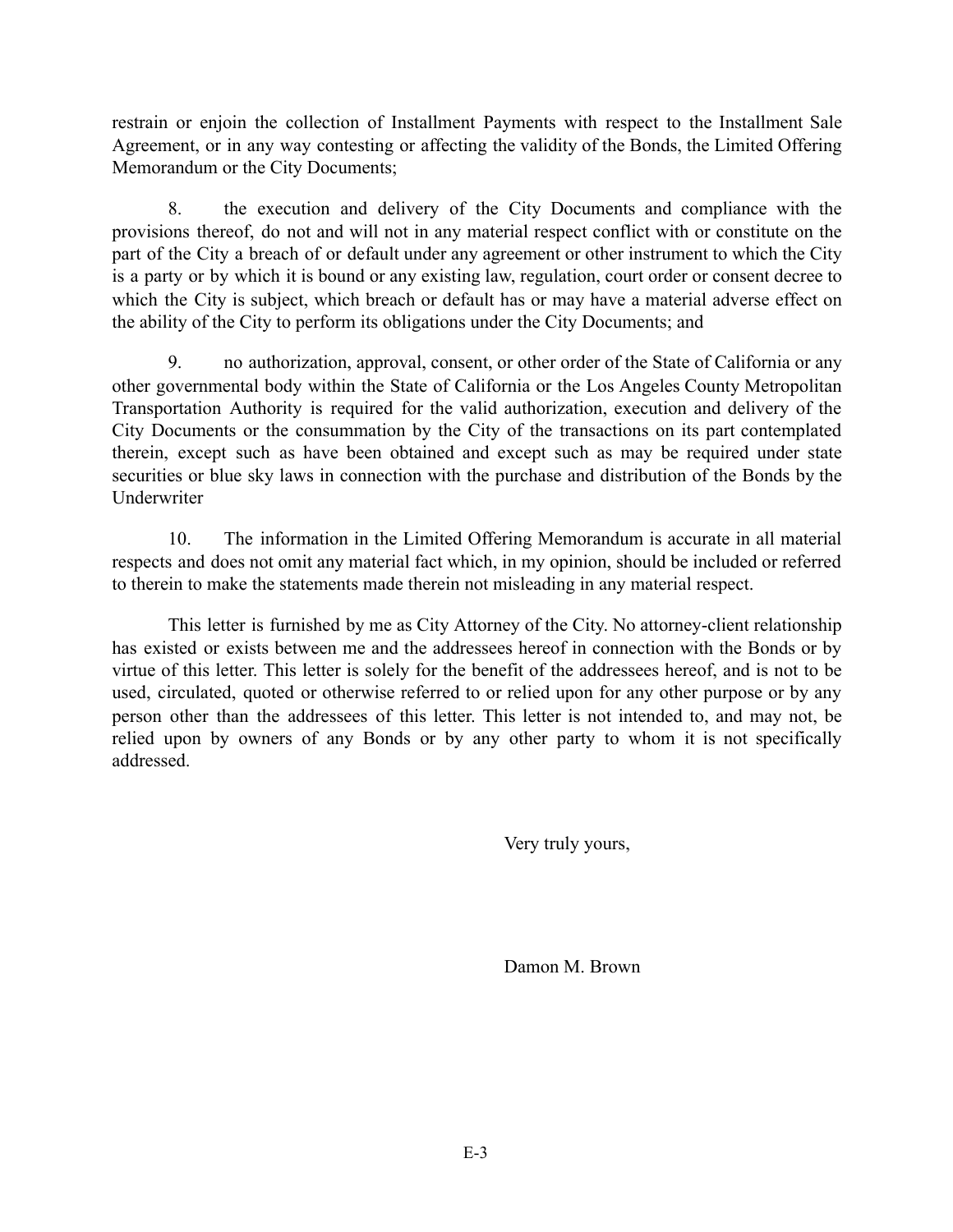restrain or enjoin the collection of Installment Payments with respect to the Installment Sale Agreement, or in any way contesting or affecting the validity of the Bonds, the Limited Offering Memorandum or the City Documents;

8. the execution and delivery of the City Documents and compliance with the provisions thereof, do not and will not in any material respect conflict with or constitute on the part of the City a breach of or default under any agreement or other instrument to which the City is a party or by which it is bound or any existing law, regulation, court order or consent decree to which the City is subject, which breach or default has or may have a material adverse effect on the ability of the City to perform its obligations under the City Documents; and

9. no authorization, approval, consent, or other order of the State of California or any other governmental body within the State of California or the Los Angeles County Metropolitan Transportation Authority is required for the valid authorization, execution and delivery of the City Documents or the consummation by the City of the transactions on its part contemplated therein, except such as have been obtained and except such as may be required under state securities or blue sky laws in connection with the purchase and distribution of the Bonds by the Underwriter

10. The information in the Limited Offering Memorandum is accurate in all material respects and does not omit any material fact which, in my opinion, should be included or referred to therein to make the statements made therein not misleading in any material respect.

This letter is furnished by me as City Attorney of the City. No attorney-client relationship has existed or exists between me and the addressees hereof in connection with the Bonds or by virtue of this letter. This letter is solely for the benefit of the addressees hereof, and is not to be used, circulated, quoted or otherwise referred to or relied upon for any other purpose or by any person other than the addressees of this letter. This letter is not intended to, and may not, be relied upon by owners of any Bonds or by any other party to whom it is not specifically addressed.

Very truly yours,

Damon M. Brown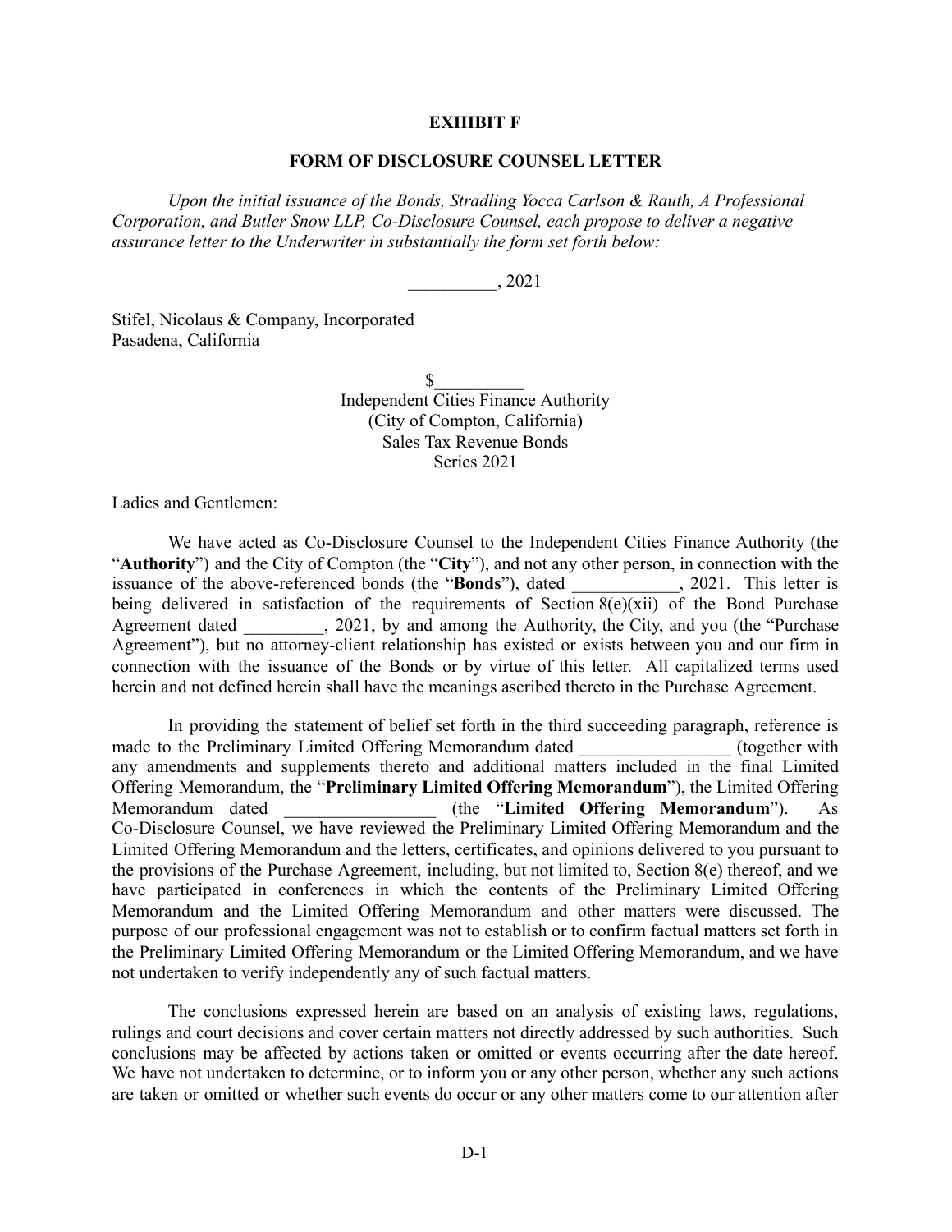**EXHIBIT F**

**FORM OF DISCLOSURE COUNSEL LETTER**

*Upon the initial issuance of the Bonds, Stradling Yocca Carlson & Rauth, A Professional Corporation, and Butler Snow LLP, Co-Disclosure Counsel, each propose to deliver a negative assurance letter to the Underwriter in substantially the form set forth below:*

__________, 2021

Stifel, Nicolaus & Company, Incorporated
Pasadena, California

$__________
Independent Cities Finance Authority
(City of Compton, California)
Sales Tax Revenue Bonds
Series 2021

Ladies and Gentlemen:

We have acted as Co-Disclosure Counsel to the Independent Cities Finance Authority (the "**Authority**") and the City of Compton (the "**City**"), and not any other person, in connection with the issuance of the above-referenced bonds (the "**Bonds**"), dated ____________, 2021. This letter is being delivered in satisfaction of the requirements of Section 8(e)(xii) of the Bond Purchase Agreement dated _________, 2021, by and among the Authority, the City, and you (the "Purchase Agreement"), but no attorney-client relationship has existed or exists between you and our firm in connection with the issuance of the Bonds or by virtue of this letter. All capitalized terms used herein and not defined herein shall have the meanings ascribed thereto in the Purchase Agreement.

In providing the statement of belief set forth in the third succeeding paragraph, reference is made to the Preliminary Limited Offering Memorandum dated _________________ (together with any amendments and supplements thereto and additional matters included in the final Limited Offering Memorandum, the "**Preliminary Limited Offering Memorandum**"), the Limited Offering Memorandum dated _________________ (the "**Limited Offering Memorandum**"). As Co-Disclosure Counsel, we have reviewed the Preliminary Limited Offering Memorandum and the Limited Offering Memorandum and the letters, certificates, and opinions delivered to you pursuant to the provisions of the Purchase Agreement, including, but not limited to, Section 8(e) thereof, and we have participated in conferences in which the contents of the Preliminary Limited Offering Memorandum and the Limited Offering Memorandum and other matters were discussed. The purpose of our professional engagement was not to establish or to confirm factual matters set forth in the Preliminary Limited Offering Memorandum or the Limited Offering Memorandum, and we have not undertaken to verify independently any of such factual matters.

The conclusions expressed herein are based on an analysis of existing laws, regulations, rulings and court decisions and cover certain matters not directly addressed by such authorities. Such conclusions may be affected by actions taken or omitted or events occurring after the date hereof. We have not undertaken to determine, or to inform you or any other person, whether any such actions are taken or omitted or whether such events do occur or any other matters come to our attention after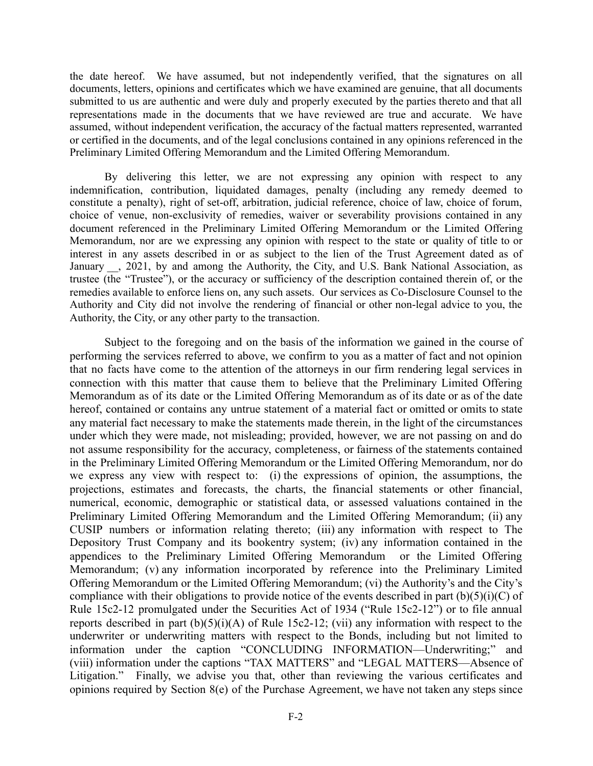the date hereof. We have assumed, but not independently verified, that the signatures on all documents, letters, opinions and certificates which we have examined are genuine, that all documents submitted to us are authentic and were duly and properly executed by the parties thereto and that all representations made in the documents that we have reviewed are true and accurate. We have assumed, without independent verification, the accuracy of the factual matters represented, warranted or certified in the documents, and of the legal conclusions contained in any opinions referenced in the Preliminary Limited Offering Memorandum and the Limited Offering Memorandum.

By delivering this letter, we are not expressing any opinion with respect to any indemnification, contribution, liquidated damages, penalty (including any remedy deemed to constitute a penalty), right of set-off, arbitration, judicial reference, choice of law, choice of forum, choice of venue, non-exclusivity of remedies, waiver or severability provisions contained in any document referenced in the Preliminary Limited Offering Memorandum or the Limited Offering Memorandum, nor are we expressing any opinion with respect to the state or quality of title to or interest in any assets described in or as subject to the lien of the Trust Agreement dated as of January __, 2021, by and among the Authority, the City, and U.S. Bank National Association, as trustee (the "Trustee"), or the accuracy or sufficiency of the description contained therein of, or the remedies available to enforce liens on, any such assets. Our services as Co-Disclosure Counsel to the Authority and City did not involve the rendering of financial or other non-legal advice to you, the Authority, the City, or any other party to the transaction.

Subject to the foregoing and on the basis of the information we gained in the course of performing the services referred to above, we confirm to you as a matter of fact and not opinion that no facts have come to the attention of the attorneys in our firm rendering legal services in connection with this matter that cause them to believe that the Preliminary Limited Offering Memorandum as of its date or the Limited Offering Memorandum as of its date or as of the date hereof, contained or contains any untrue statement of a material fact or omitted or omits to state any material fact necessary to make the statements made therein, in the light of the circumstances under which they were made, not misleading; provided, however, we are not passing on and do not assume responsibility for the accuracy, completeness, or fairness of the statements contained in the Preliminary Limited Offering Memorandum or the Limited Offering Memorandum, nor do we express any view with respect to: (i) the expressions of opinion, the assumptions, the projections, estimates and forecasts, the charts, the financial statements or other financial, numerical, economic, demographic or statistical data, or assessed valuations contained in the Preliminary Limited Offering Memorandum and the Limited Offering Memorandum; (ii) any CUSIP numbers or information relating thereto; (iii) any information with respect to The Depository Trust Company and its bookentry system; (iv) any information contained in the appendices to the Preliminary Limited Offering Memorandum or the Limited Offering Memorandum; (v) any information incorporated by reference into the Preliminary Limited Offering Memorandum or the Limited Offering Memorandum; (vi) the Authority's and the City's compliance with their obligations to provide notice of the events described in part (b)(5)(i)(C) of Rule 15c2-12 promulgated under the Securities Act of 1934 ("Rule 15c2-12") or to file annual reports described in part (b)(5)(i)(A) of Rule 15c2-12; (vii) any information with respect to the underwriter or underwriting matters with respect to the Bonds, including but not limited to information under the caption "CONCLUDING INFORMATION—Underwriting;" and (viii) information under the captions "TAX MATTERS" and "LEGAL MATTERS—Absence of Litigation." Finally, we advise you that, other than reviewing the various certificates and opinions required by Section 8(e) of the Purchase Agreement, we have not taken any steps since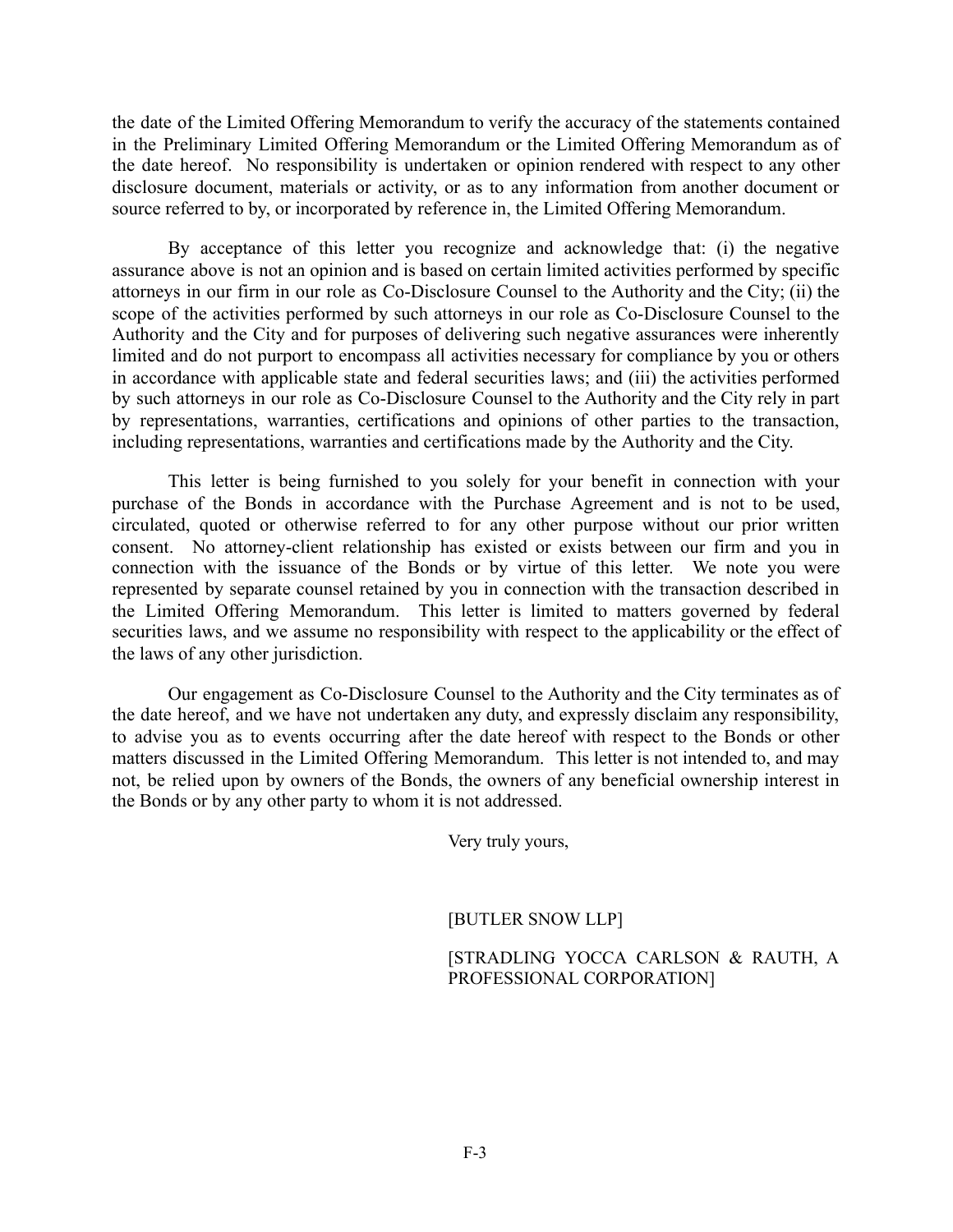the date of the Limited Offering Memorandum to verify the accuracy of the statements contained in the Preliminary Limited Offering Memorandum or the Limited Offering Memorandum as of the date hereof. No responsibility is undertaken or opinion rendered with respect to any other disclosure document, materials or activity, or as to any information from another document or source referred to by, or incorporated by reference in, the Limited Offering Memorandum.

By acceptance of this letter you recognize and acknowledge that: (i) the negative assurance above is not an opinion and is based on certain limited activities performed by specific attorneys in our firm in our role as Co-Disclosure Counsel to the Authority and the City; (ii) the scope of the activities performed by such attorneys in our role as Co-Disclosure Counsel to the Authority and the City and for purposes of delivering such negative assurances were inherently limited and do not purport to encompass all activities necessary for compliance by you or others in accordance with applicable state and federal securities laws; and (iii) the activities performed by such attorneys in our role as Co-Disclosure Counsel to the Authority and the City rely in part by representations, warranties, certifications and opinions of other parties to the transaction, including representations, warranties and certifications made by the Authority and the City.

This letter is being furnished to you solely for your benefit in connection with your purchase of the Bonds in accordance with the Purchase Agreement and is not to be used, circulated, quoted or otherwise referred to for any other purpose without our prior written consent. No attorney-client relationship has existed or exists between our firm and you in connection with the issuance of the Bonds or by virtue of this letter. We note you were represented by separate counsel retained by you in connection with the transaction described in the Limited Offering Memorandum. This letter is limited to matters governed by federal securities laws, and we assume no responsibility with respect to the applicability or the effect of the laws of any other jurisdiction.

Our engagement as Co-Disclosure Counsel to the Authority and the City terminates as of the date hereof, and we have not undertaken any duty, and expressly disclaim any responsibility, to advise you as to events occurring after the date hereof with respect to the Bonds or other matters discussed in the Limited Offering Memorandum. This letter is not intended to, and may not, be relied upon by owners of the Bonds, the owners of any beneficial ownership interest in the Bonds or by any other party to whom it is not addressed.

Very truly yours,

[BUTLER SNOW LLP]

[STRADLING YOCCA CARLSON & RAUTH, A PROFESSIONAL CORPORATION]